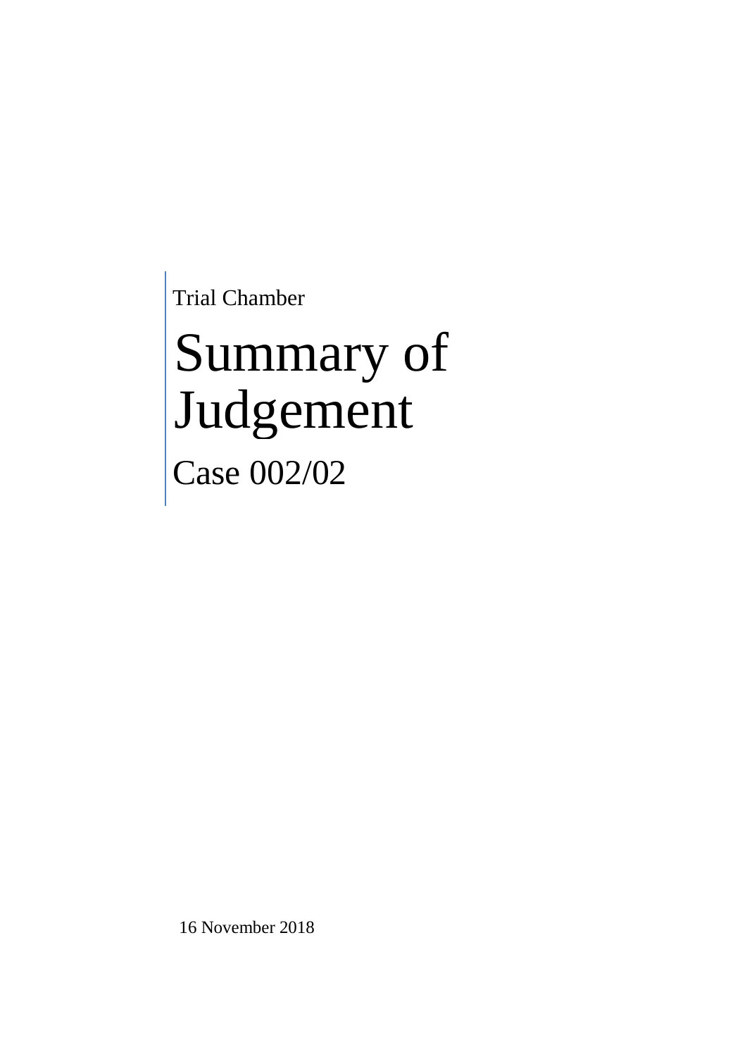Trial Chamber

# Summary of Judgement

## Case 002/02

16 November 2018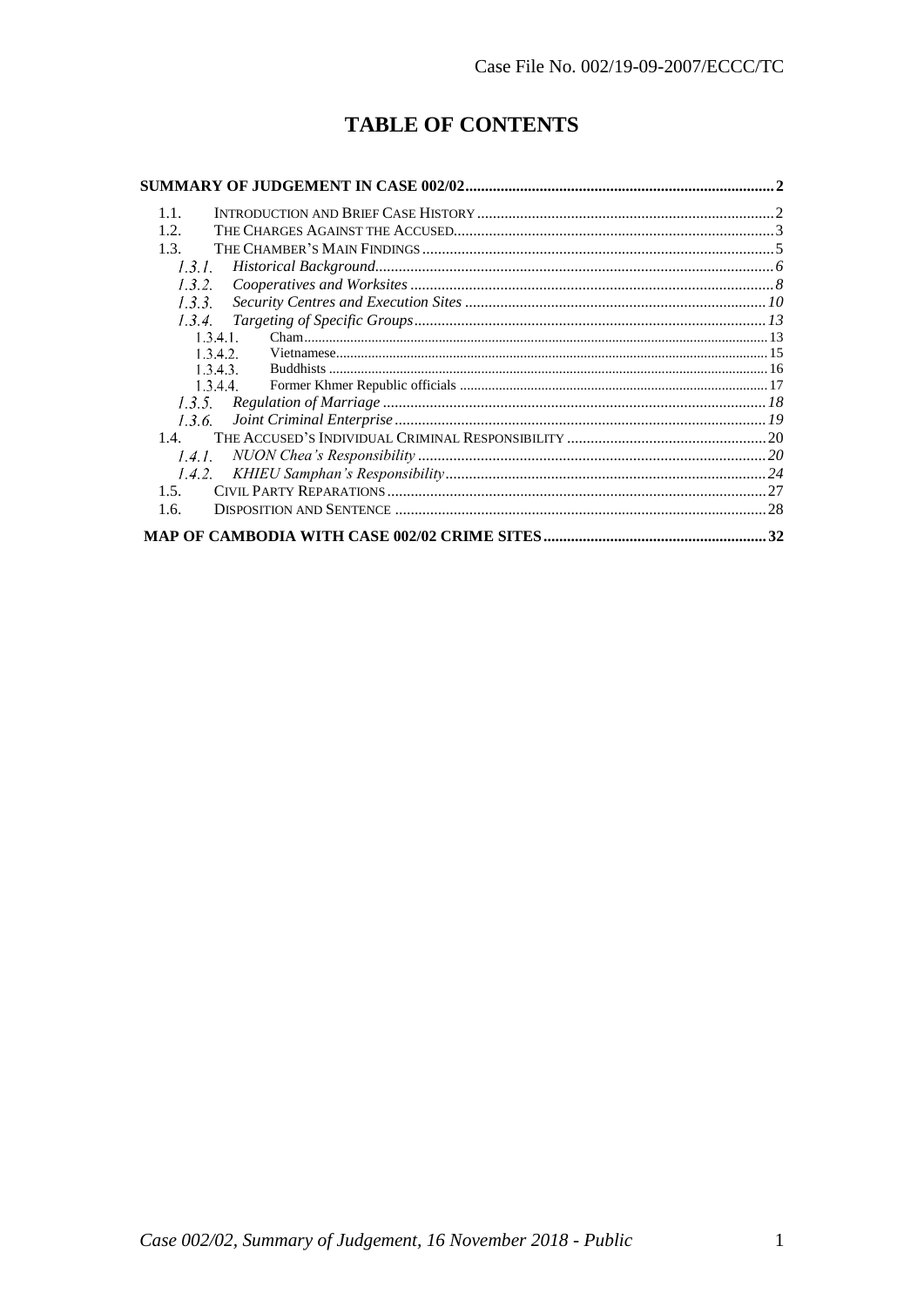# TABLE OF CONTENTS

**SUMMARY OF JUDGEMENT IN CASE 002/02** .......... 2

- 1.1. INTRODUCTION AND BRIEF CASE HISTORY .......... 2
- 1.2. THE CHARGES AGAINST THE ACCUSED .......... 3
- 1.3. THE CHAMBER'S MAIN FINDINGS .......... 5
  - *1.3.1. Historical Background* .......... 6
  - *1.3.2. Cooperatives and Worksites* .......... 8
  - *1.3.3. Security Centres and Execution Sites* .......... 10
  - *1.3.4. Targeting of Specific Groups* .......... 13
    - 1.3.4.1. Cham .......... 13
    - 1.3.4.2. Vietnamese .......... 15
    - 1.3.4.3. Buddhists .......... 16
    - 1.3.4.4. Former Khmer Republic officials .......... 17
  - *1.3.5. Regulation of Marriage* .......... 18
  - *1.3.6. Joint Criminal Enterprise* .......... 19
- 1.4. THE ACCUSED'S INDIVIDUAL CRIMINAL RESPONSIBILITY .......... 20
  - *1.4.1. NUON Chea's Responsibility* .......... 20
  - *1.4.2. KHIEU Samphan's Responsibility* .......... 24
- 1.5. CIVIL PARTY REPARATIONS .......... 27
- 1.6. DISPOSITION AND SENTENCE .......... 28

**MAP OF CAMBODIA WITH CASE 002/02 CRIME SITES** .......... 32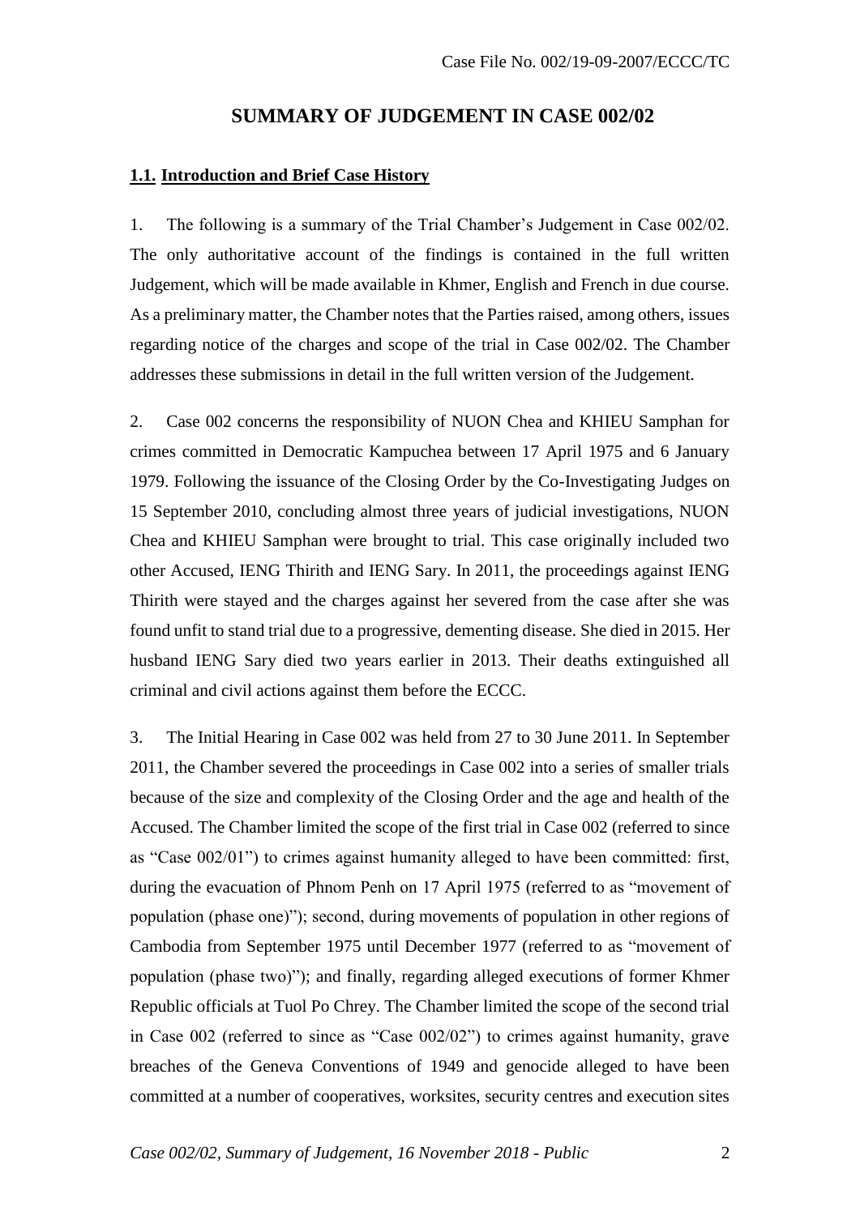# SUMMARY OF JUDGEMENT IN CASE 002/02

## 1.1. Introduction and Brief Case History

1. The following is a summary of the Trial Chamber's Judgement in Case 002/02. The only authoritative account of the findings is contained in the full written Judgement, which will be made available in Khmer, English and French in due course. As a preliminary matter, the Chamber notes that the Parties raised, among others, issues regarding notice of the charges and scope of the trial in Case 002/02. The Chamber addresses these submissions in detail in the full written version of the Judgement.

2. Case 002 concerns the responsibility of NUON Chea and KHIEU Samphan for crimes committed in Democratic Kampuchea between 17 April 1975 and 6 January 1979. Following the issuance of the Closing Order by the Co-Investigating Judges on 15 September 2010, concluding almost three years of judicial investigations, NUON Chea and KHIEU Samphan were brought to trial. This case originally included two other Accused, IENG Thirith and IENG Sary. In 2011, the proceedings against IENG Thirith were stayed and the charges against her severed from the case after she was found unfit to stand trial due to a progressive, dementing disease. She died in 2015. Her husband IENG Sary died two years earlier in 2013. Their deaths extinguished all criminal and civil actions against them before the ECCC.

3. The Initial Hearing in Case 002 was held from 27 to 30 June 2011. In September 2011, the Chamber severed the proceedings in Case 002 into a series of smaller trials because of the size and complexity of the Closing Order and the age and health of the Accused. The Chamber limited the scope of the first trial in Case 002 (referred to since as "Case 002/01") to crimes against humanity alleged to have been committed: first, during the evacuation of Phnom Penh on 17 April 1975 (referred to as "movement of population (phase one)"); second, during movements of population in other regions of Cambodia from September 1975 until December 1977 (referred to as "movement of population (phase two)"); and finally, regarding alleged executions of former Khmer Republic officials at Tuol Po Chrey. The Chamber limited the scope of the second trial in Case 002 (referred to since as "Case 002/02") to crimes against humanity, grave breaches of the Geneva Conventions of 1949 and genocide alleged to have been committed at a number of cooperatives, worksites, security centres and execution sites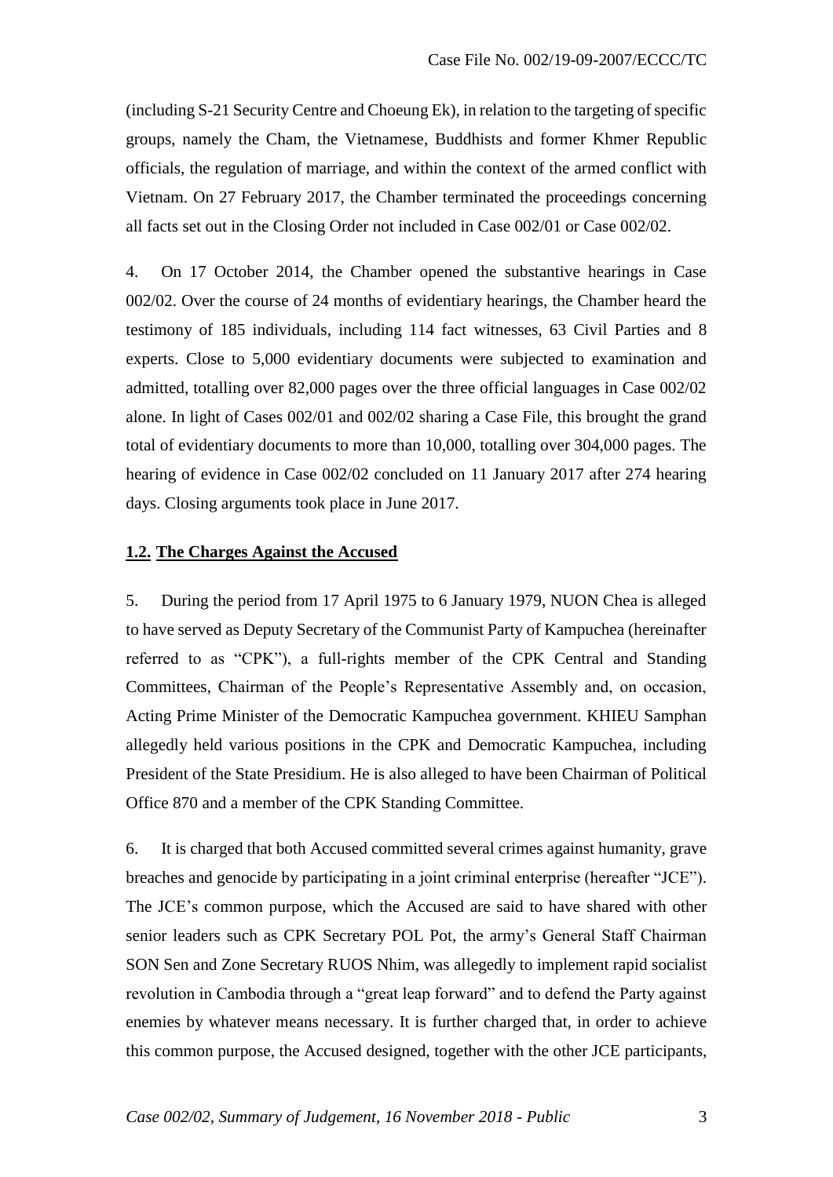(including S-21 Security Centre and Choeung Ek), in relation to the targeting of specific groups, namely the Cham, the Vietnamese, Buddhists and former Khmer Republic officials, the regulation of marriage, and within the context of the armed conflict with Vietnam. On 27 February 2017, the Chamber terminated the proceedings concerning all facts set out in the Closing Order not included in Case 002/01 or Case 002/02.

4. On 17 October 2014, the Chamber opened the substantive hearings in Case 002/02. Over the course of 24 months of evidentiary hearings, the Chamber heard the testimony of 185 individuals, including 114 fact witnesses, 63 Civil Parties and 8 experts. Close to 5,000 evidentiary documents were subjected to examination and admitted, totalling over 82,000 pages over the three official languages in Case 002/02 alone. In light of Cases 002/01 and 002/02 sharing a Case File, this brought the grand total of evidentiary documents to more than 10,000, totalling over 304,000 pages. The hearing of evidence in Case 002/02 concluded on 11 January 2017 after 274 hearing days. Closing arguments took place in June 2017.

### 1.2. The Charges Against the Accused

5. During the period from 17 April 1975 to 6 January 1979, NUON Chea is alleged to have served as Deputy Secretary of the Communist Party of Kampuchea (hereinafter referred to as "CPK"), a full-rights member of the CPK Central and Standing Committees, Chairman of the People's Representative Assembly and, on occasion, Acting Prime Minister of the Democratic Kampuchea government. KHIEU Samphan allegedly held various positions in the CPK and Democratic Kampuchea, including President of the State Presidium. He is also alleged to have been Chairman of Political Office 870 and a member of the CPK Standing Committee.

6. It is charged that both Accused committed several crimes against humanity, grave breaches and genocide by participating in a joint criminal enterprise (hereafter "JCE"). The JCE's common purpose, which the Accused are said to have shared with other senior leaders such as CPK Secretary POL Pot, the army's General Staff Chairman SON Sen and Zone Secretary RUOS Nhim, was allegedly to implement rapid socialist revolution in Cambodia through a "great leap forward" and to defend the Party against enemies by whatever means necessary. It is further charged that, in order to achieve this common purpose, the Accused designed, together with the other JCE participants,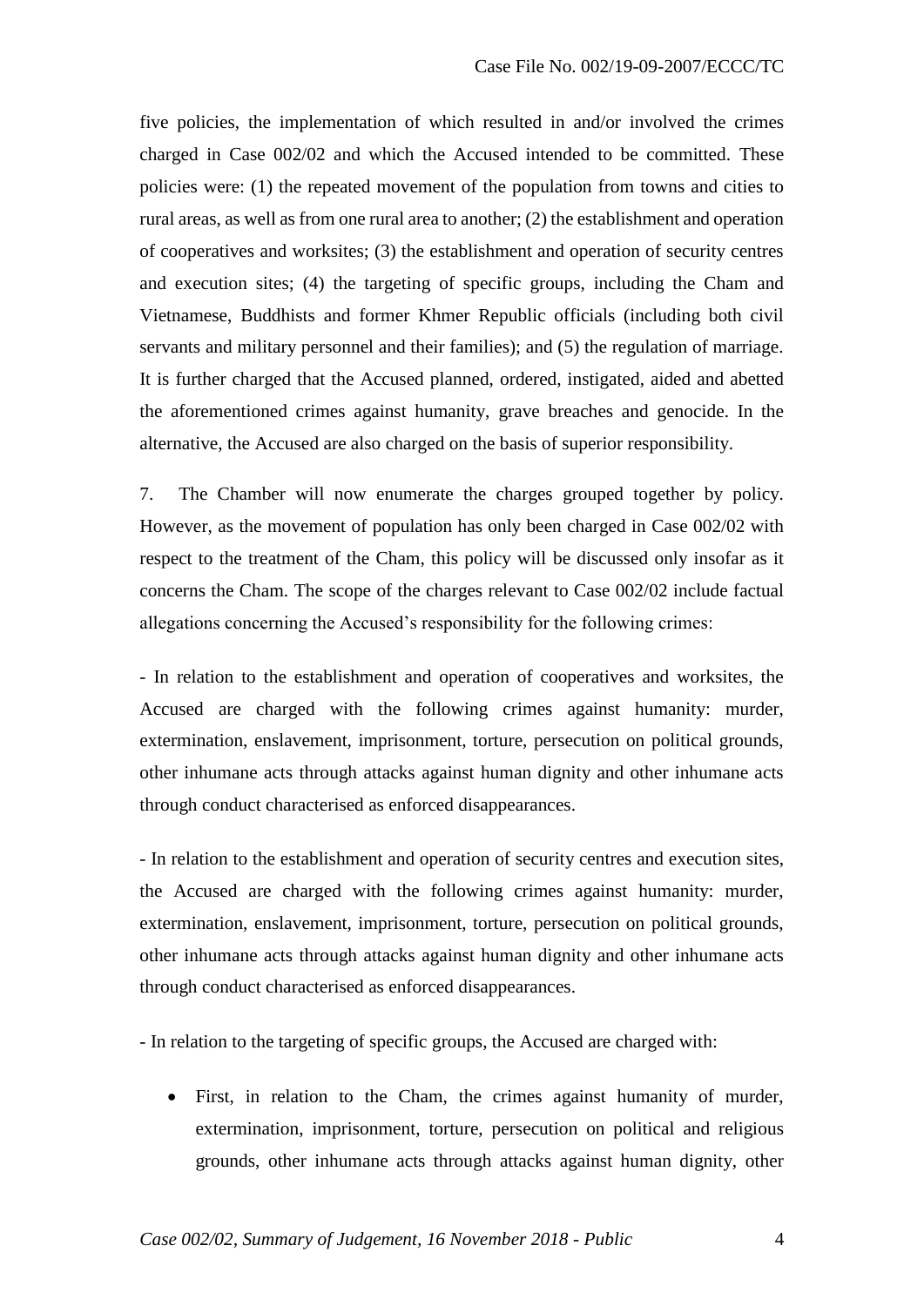five policies, the implementation of which resulted in and/or involved the crimes charged in Case 002/02 and which the Accused intended to be committed. These policies were: (1) the repeated movement of the population from towns and cities to rural areas, as well as from one rural area to another; (2) the establishment and operation of cooperatives and worksites; (3) the establishment and operation of security centres and execution sites; (4) the targeting of specific groups, including the Cham and Vietnamese, Buddhists and former Khmer Republic officials (including both civil servants and military personnel and their families); and (5) the regulation of marriage. It is further charged that the Accused planned, ordered, instigated, aided and abetted the aforementioned crimes against humanity, grave breaches and genocide. In the alternative, the Accused are also charged on the basis of superior responsibility.

7. The Chamber will now enumerate the charges grouped together by policy. However, as the movement of population has only been charged in Case 002/02 with respect to the treatment of the Cham, this policy will be discussed only insofar as it concerns the Cham. The scope of the charges relevant to Case 002/02 include factual allegations concerning the Accused's responsibility for the following crimes:

- In relation to the establishment and operation of cooperatives and worksites, the Accused are charged with the following crimes against humanity: murder, extermination, enslavement, imprisonment, torture, persecution on political grounds, other inhumane acts through attacks against human dignity and other inhumane acts through conduct characterised as enforced disappearances.

- In relation to the establishment and operation of security centres and execution sites, the Accused are charged with the following crimes against humanity: murder, extermination, enslavement, imprisonment, torture, persecution on political grounds, other inhumane acts through attacks against human dignity and other inhumane acts through conduct characterised as enforced disappearances.

- In relation to the targeting of specific groups, the Accused are charged with:

- First, in relation to the Cham, the crimes against humanity of murder, extermination, imprisonment, torture, persecution on political and religious grounds, other inhumane acts through attacks against human dignity, other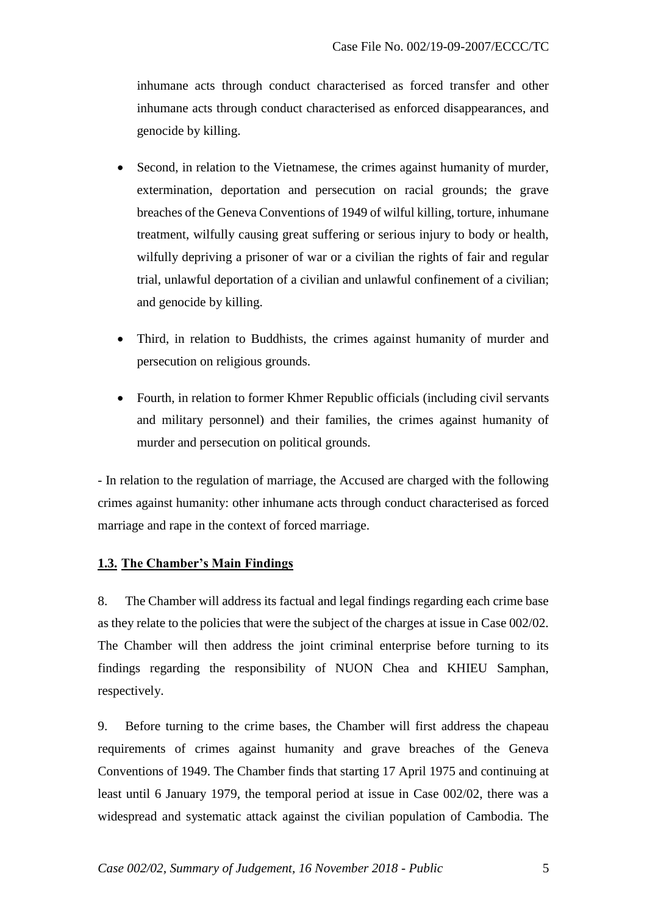inhumane acts through conduct characterised as forced transfer and other inhumane acts through conduct characterised as enforced disappearances, and genocide by killing.

- Second, in relation to the Vietnamese, the crimes against humanity of murder, extermination, deportation and persecution on racial grounds; the grave breaches of the Geneva Conventions of 1949 of wilful killing, torture, inhumane treatment, wilfully causing great suffering or serious injury to body or health, wilfully depriving a prisoner of war or a civilian the rights of fair and regular trial, unlawful deportation of a civilian and unlawful confinement of a civilian; and genocide by killing.
- Third, in relation to Buddhists, the crimes against humanity of murder and persecution on religious grounds.
- Fourth, in relation to former Khmer Republic officials (including civil servants and military personnel) and their families, the crimes against humanity of murder and persecution on political grounds.

- In relation to the regulation of marriage, the Accused are charged with the following crimes against humanity: other inhumane acts through conduct characterised as forced marriage and rape in the context of forced marriage.

### 1.3. The Chamber's Main Findings

8. The Chamber will address its factual and legal findings regarding each crime base as they relate to the policies that were the subject of the charges at issue in Case 002/02. The Chamber will then address the joint criminal enterprise before turning to its findings regarding the responsibility of NUON Chea and KHIEU Samphan, respectively.

9. Before turning to the crime bases, the Chamber will first address the chapeau requirements of crimes against humanity and grave breaches of the Geneva Conventions of 1949. The Chamber finds that starting 17 April 1975 and continuing at least until 6 January 1979, the temporal period at issue in Case 002/02, there was a widespread and systematic attack against the civilian population of Cambodia. The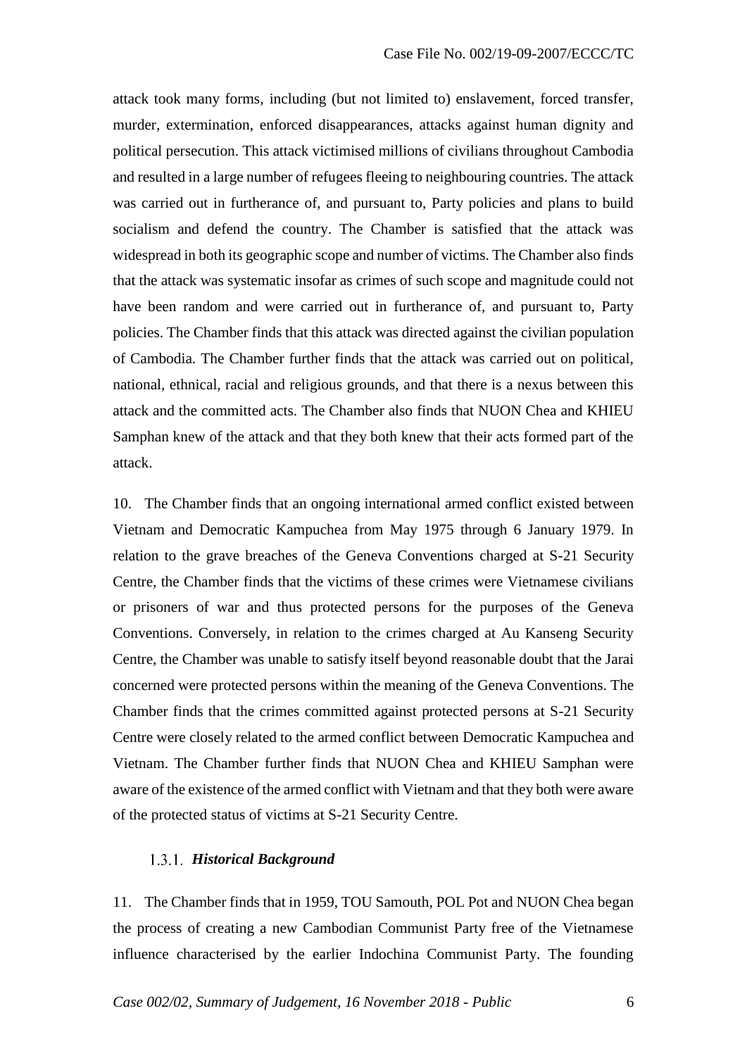attack took many forms, including (but not limited to) enslavement, forced transfer, murder, extermination, enforced disappearances, attacks against human dignity and political persecution. This attack victimised millions of civilians throughout Cambodia and resulted in a large number of refugees fleeing to neighbouring countries. The attack was carried out in furtherance of, and pursuant to, Party policies and plans to build socialism and defend the country. The Chamber is satisfied that the attack was widespread in both its geographic scope and number of victims. The Chamber also finds that the attack was systematic insofar as crimes of such scope and magnitude could not have been random and were carried out in furtherance of, and pursuant to, Party policies. The Chamber finds that this attack was directed against the civilian population of Cambodia. The Chamber further finds that the attack was carried out on political, national, ethnical, racial and religious grounds, and that there is a nexus between this attack and the committed acts. The Chamber also finds that NUON Chea and KHIEU Samphan knew of the attack and that they both knew that their acts formed part of the attack.

10. The Chamber finds that an ongoing international armed conflict existed between Vietnam and Democratic Kampuchea from May 1975 through 6 January 1979. In relation to the grave breaches of the Geneva Conventions charged at S-21 Security Centre, the Chamber finds that the victims of these crimes were Vietnamese civilians or prisoners of war and thus protected persons for the purposes of the Geneva Conventions. Conversely, in relation to the crimes charged at Au Kanseng Security Centre, the Chamber was unable to satisfy itself beyond reasonable doubt that the Jarai concerned were protected persons within the meaning of the Geneva Conventions. The Chamber finds that the crimes committed against protected persons at S-21 Security Centre were closely related to the armed conflict between Democratic Kampuchea and Vietnam. The Chamber further finds that NUON Chea and KHIEU Samphan were aware of the existence of the armed conflict with Vietnam and that they both were aware of the protected status of victims at S-21 Security Centre.

### 1.3.1. *Historical Background*

11. The Chamber finds that in 1959, TOU Samouth, POL Pot and NUON Chea began the process of creating a new Cambodian Communist Party free of the Vietnamese influence characterised by the earlier Indochina Communist Party. The founding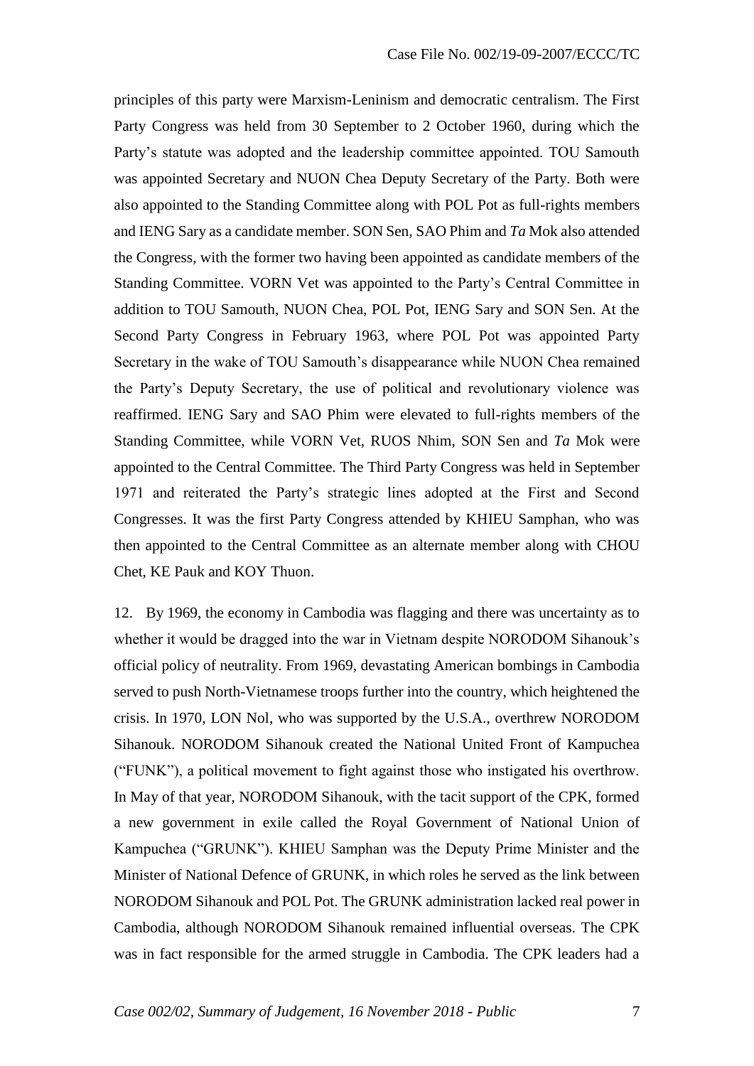principles of this party were Marxism-Leninism and democratic centralism. The First Party Congress was held from 30 September to 2 October 1960, during which the Party's statute was adopted and the leadership committee appointed. TOU Samouth was appointed Secretary and NUON Chea Deputy Secretary of the Party. Both were also appointed to the Standing Committee along with POL Pot as full-rights members and IENG Sary as a candidate member. SON Sen, SAO Phim and *Ta* Mok also attended the Congress, with the former two having been appointed as candidate members of the Standing Committee. VORN Vet was appointed to the Party's Central Committee in addition to TOU Samouth, NUON Chea, POL Pot, IENG Sary and SON Sen. At the Second Party Congress in February 1963, where POL Pot was appointed Party Secretary in the wake of TOU Samouth's disappearance while NUON Chea remained the Party's Deputy Secretary, the use of political and revolutionary violence was reaffirmed. IENG Sary and SAO Phim were elevated to full-rights members of the Standing Committee, while VORN Vet, RUOS Nhim, SON Sen and *Ta* Mok were appointed to the Central Committee. The Third Party Congress was held in September 1971 and reiterated the Party's strategic lines adopted at the First and Second Congresses. It was the first Party Congress attended by KHIEU Samphan, who was then appointed to the Central Committee as an alternate member along with CHOU Chet, KE Pauk and KOY Thuon.

12. By 1969, the economy in Cambodia was flagging and there was uncertainty as to whether it would be dragged into the war in Vietnam despite NORODOM Sihanouk's official policy of neutrality. From 1969, devastating American bombings in Cambodia served to push North-Vietnamese troops further into the country, which heightened the crisis. In 1970, LON Nol, who was supported by the U.S.A., overthrew NORODOM Sihanouk. NORODOM Sihanouk created the National United Front of Kampuchea ("FUNK"), a political movement to fight against those who instigated his overthrow. In May of that year, NORODOM Sihanouk, with the tacit support of the CPK, formed a new government in exile called the Royal Government of National Union of Kampuchea ("GRUNK"). KHIEU Samphan was the Deputy Prime Minister and the Minister of National Defence of GRUNK, in which roles he served as the link between NORODOM Sihanouk and POL Pot. The GRUNK administration lacked real power in Cambodia, although NORODOM Sihanouk remained influential overseas. The CPK was in fact responsible for the armed struggle in Cambodia. The CPK leaders had a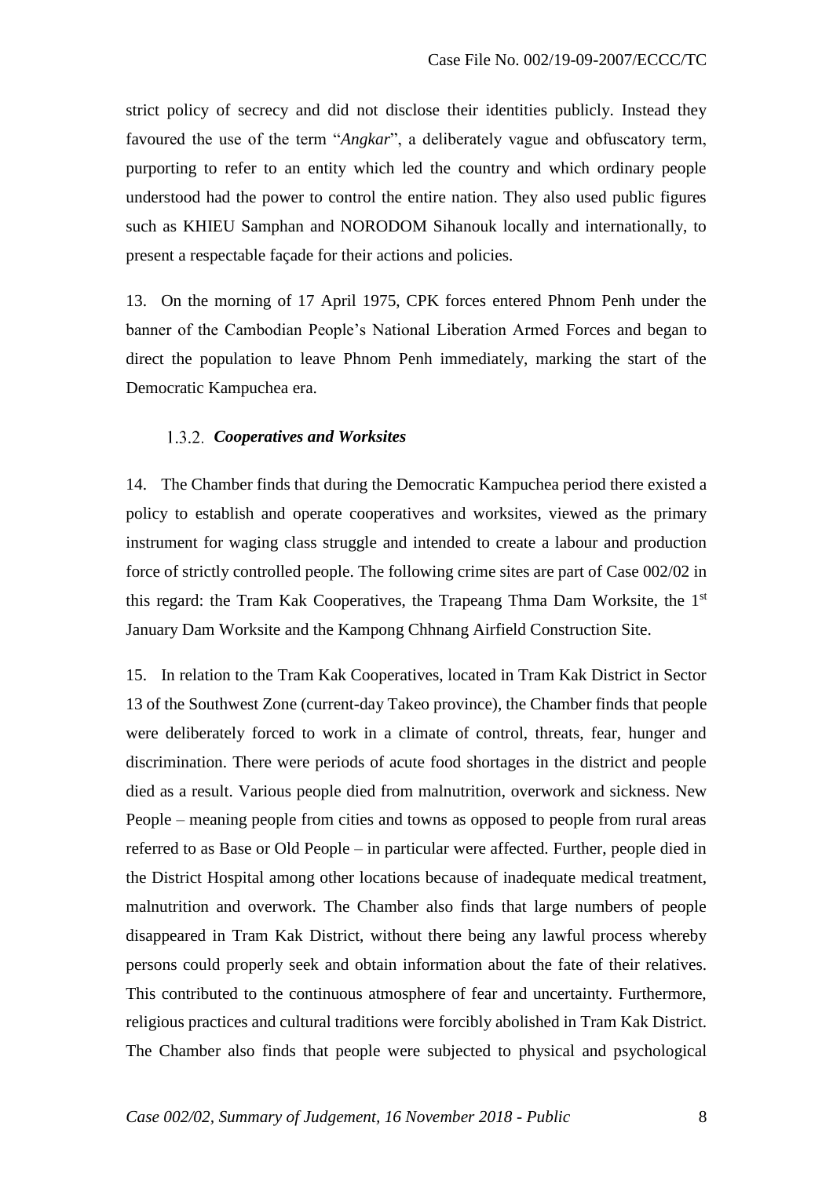strict policy of secrecy and did not disclose their identities publicly. Instead they favoured the use of the term "*Angkar*", a deliberately vague and obfuscatory term, purporting to refer to an entity which led the country and which ordinary people understood had the power to control the entire nation. They also used public figures such as KHIEU Samphan and NORODOM Sihanouk locally and internationally, to present a respectable façade for their actions and policies.

13. On the morning of 17 April 1975, CPK forces entered Phnom Penh under the banner of the Cambodian People's National Liberation Armed Forces and began to direct the population to leave Phnom Penh immediately, marking the start of the Democratic Kampuchea era.

### 1.3.2. *Cooperatives and Worksites*

14. The Chamber finds that during the Democratic Kampuchea period there existed a policy to establish and operate cooperatives and worksites, viewed as the primary instrument for waging class struggle and intended to create a labour and production force of strictly controlled people. The following crime sites are part of Case 002/02 in this regard: the Tram Kak Cooperatives, the Trapeang Thma Dam Worksite, the 1st January Dam Worksite and the Kampong Chhnang Airfield Construction Site.

15. In relation to the Tram Kak Cooperatives, located in Tram Kak District in Sector 13 of the Southwest Zone (current-day Takeo province), the Chamber finds that people were deliberately forced to work in a climate of control, threats, fear, hunger and discrimination. There were periods of acute food shortages in the district and people died as a result. Various people died from malnutrition, overwork and sickness. New People – meaning people from cities and towns as opposed to people from rural areas referred to as Base or Old People – in particular were affected. Further, people died in the District Hospital among other locations because of inadequate medical treatment, malnutrition and overwork. The Chamber also finds that large numbers of people disappeared in Tram Kak District, without there being any lawful process whereby persons could properly seek and obtain information about the fate of their relatives. This contributed to the continuous atmosphere of fear and uncertainty. Furthermore, religious practices and cultural traditions were forcibly abolished in Tram Kak District. The Chamber also finds that people were subjected to physical and psychological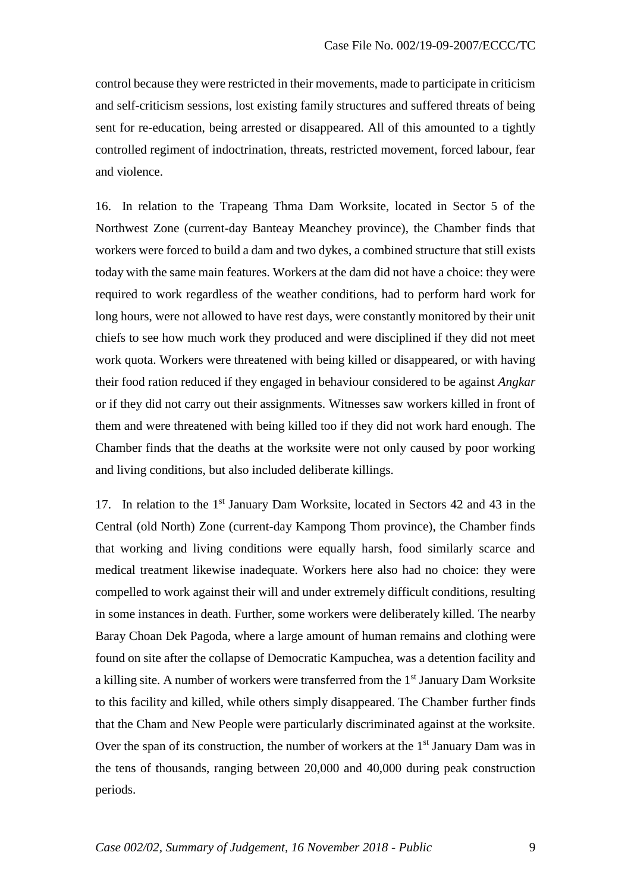control because they were restricted in their movements, made to participate in criticism and self-criticism sessions, lost existing family structures and suffered threats of being sent for re-education, being arrested or disappeared. All of this amounted to a tightly controlled regiment of indoctrination, threats, restricted movement, forced labour, fear and violence.

16. In relation to the Trapeang Thma Dam Worksite, located in Sector 5 of the Northwest Zone (current-day Banteay Meanchey province), the Chamber finds that workers were forced to build a dam and two dykes, a combined structure that still exists today with the same main features. Workers at the dam did not have a choice: they were required to work regardless of the weather conditions, had to perform hard work for long hours, were not allowed to have rest days, were constantly monitored by their unit chiefs to see how much work they produced and were disciplined if they did not meet work quota. Workers were threatened with being killed or disappeared, or with having their food ration reduced if they engaged in behaviour considered to be against *Angkar* or if they did not carry out their assignments. Witnesses saw workers killed in front of them and were threatened with being killed too if they did not work hard enough. The Chamber finds that the deaths at the worksite were not only caused by poor working and living conditions, but also included deliberate killings.

17. In relation to the 1st January Dam Worksite, located in Sectors 42 and 43 in the Central (old North) Zone (current-day Kampong Thom province), the Chamber finds that working and living conditions were equally harsh, food similarly scarce and medical treatment likewise inadequate. Workers here also had no choice: they were compelled to work against their will and under extremely difficult conditions, resulting in some instances in death. Further, some workers were deliberately killed. The nearby Baray Choan Dek Pagoda, where a large amount of human remains and clothing were found on site after the collapse of Democratic Kampuchea, was a detention facility and a killing site. A number of workers were transferred from the 1st January Dam Worksite to this facility and killed, while others simply disappeared. The Chamber further finds that the Cham and New People were particularly discriminated against at the worksite. Over the span of its construction, the number of workers at the 1st January Dam was in the tens of thousands, ranging between 20,000 and 40,000 during peak construction periods.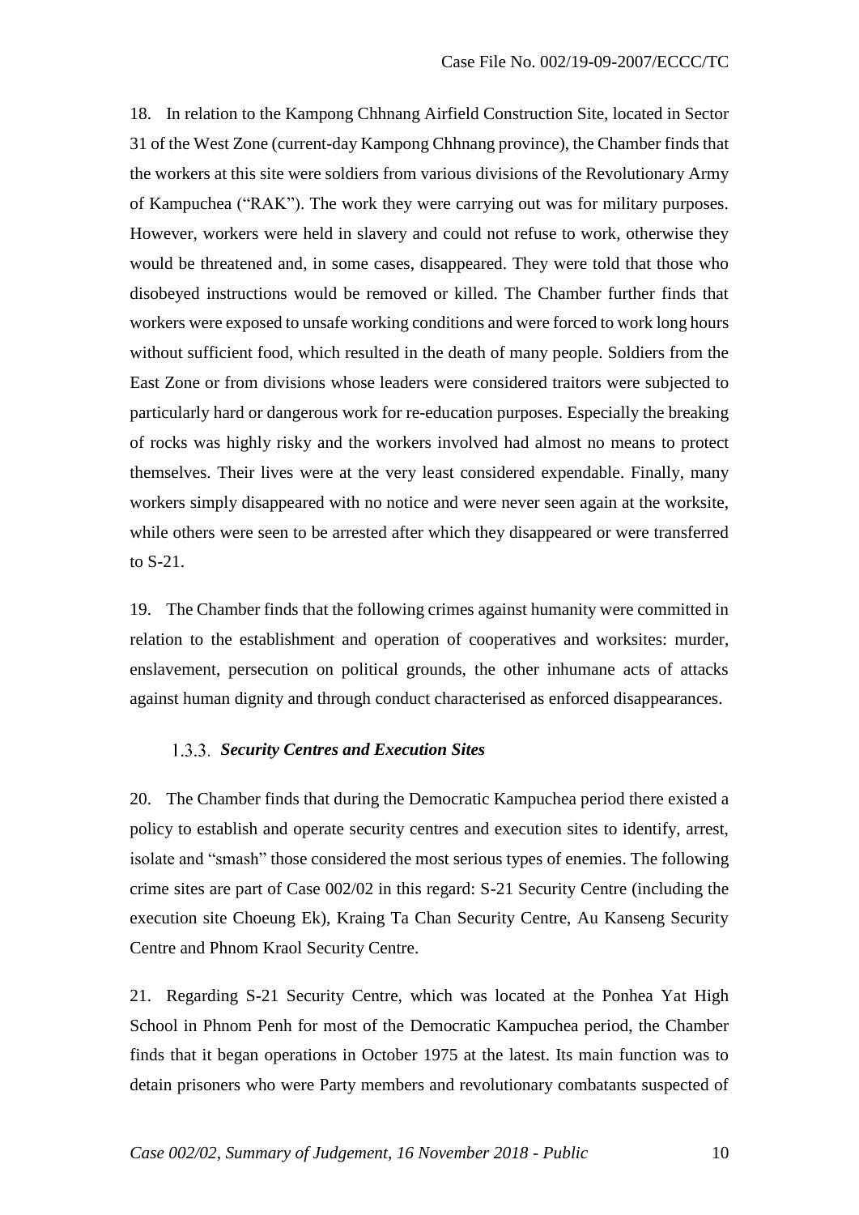18. In relation to the Kampong Chhnang Airfield Construction Site, located in Sector 31 of the West Zone (current-day Kampong Chhnang province), the Chamber finds that the workers at this site were soldiers from various divisions of the Revolutionary Army of Kampuchea ("RAK"). The work they were carrying out was for military purposes. However, workers were held in slavery and could not refuse to work, otherwise they would be threatened and, in some cases, disappeared. They were told that those who disobeyed instructions would be removed or killed. The Chamber further finds that workers were exposed to unsafe working conditions and were forced to work long hours without sufficient food, which resulted in the death of many people. Soldiers from the East Zone or from divisions whose leaders were considered traitors were subjected to particularly hard or dangerous work for re-education purposes. Especially the breaking of rocks was highly risky and the workers involved had almost no means to protect themselves. Their lives were at the very least considered expendable. Finally, many workers simply disappeared with no notice and were never seen again at the worksite, while others were seen to be arrested after which they disappeared or were transferred to S-21.

19. The Chamber finds that the following crimes against humanity were committed in relation to the establishment and operation of cooperatives and worksites: murder, enslavement, persecution on political grounds, the other inhumane acts of attacks against human dignity and through conduct characterised as enforced disappearances.

### 1.3.3. *Security Centres and Execution Sites*

20. The Chamber finds that during the Democratic Kampuchea period there existed a policy to establish and operate security centres and execution sites to identify, arrest, isolate and "smash" those considered the most serious types of enemies. The following crime sites are part of Case 002/02 in this regard: S-21 Security Centre (including the execution site Choeung Ek), Kraing Ta Chan Security Centre, Au Kanseng Security Centre and Phnom Kraol Security Centre.

21. Regarding S-21 Security Centre, which was located at the Ponhea Yat High School in Phnom Penh for most of the Democratic Kampuchea period, the Chamber finds that it began operations in October 1975 at the latest. Its main function was to detain prisoners who were Party members and revolutionary combatants suspected of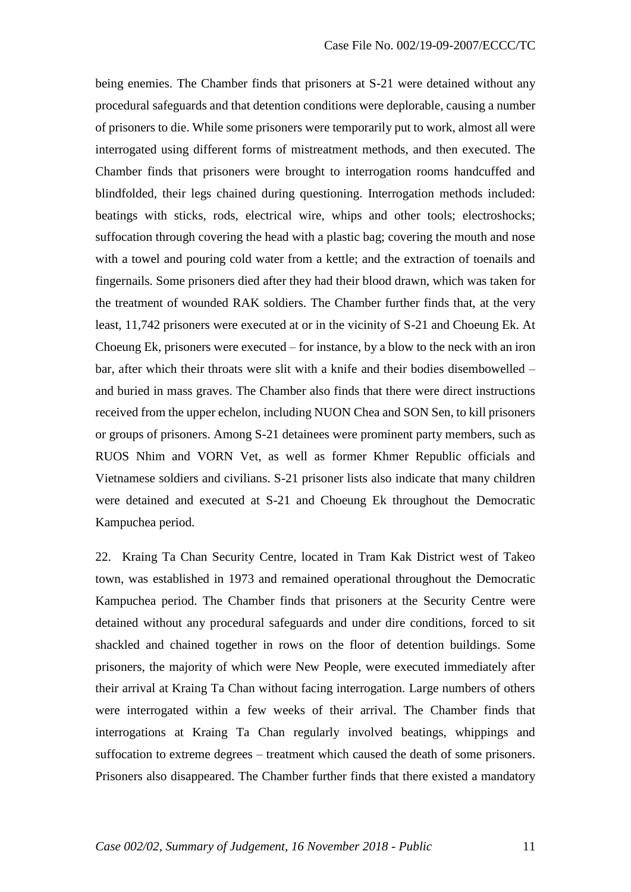being enemies. The Chamber finds that prisoners at S-21 were detained without any procedural safeguards and that detention conditions were deplorable, causing a number of prisoners to die. While some prisoners were temporarily put to work, almost all were interrogated using different forms of mistreatment methods, and then executed. The Chamber finds that prisoners were brought to interrogation rooms handcuffed and blindfolded, their legs chained during questioning. Interrogation methods included: beatings with sticks, rods, electrical wire, whips and other tools; electroshocks; suffocation through covering the head with a plastic bag; covering the mouth and nose with a towel and pouring cold water from a kettle; and the extraction of toenails and fingernails. Some prisoners died after they had their blood drawn, which was taken for the treatment of wounded RAK soldiers. The Chamber further finds that, at the very least, 11,742 prisoners were executed at or in the vicinity of S-21 and Choeung Ek. At Choeung Ek, prisoners were executed – for instance, by a blow to the neck with an iron bar, after which their throats were slit with a knife and their bodies disembowelled – and buried in mass graves. The Chamber also finds that there were direct instructions received from the upper echelon, including NUON Chea and SON Sen, to kill prisoners or groups of prisoners. Among S-21 detainees were prominent party members, such as RUOS Nhim and VORN Vet, as well as former Khmer Republic officials and Vietnamese soldiers and civilians. S-21 prisoner lists also indicate that many children were detained and executed at S-21 and Choeung Ek throughout the Democratic Kampuchea period.

22. Kraing Ta Chan Security Centre, located in Tram Kak District west of Takeo town, was established in 1973 and remained operational throughout the Democratic Kampuchea period. The Chamber finds that prisoners at the Security Centre were detained without any procedural safeguards and under dire conditions, forced to sit shackled and chained together in rows on the floor of detention buildings. Some prisoners, the majority of which were New People, were executed immediately after their arrival at Kraing Ta Chan without facing interrogation. Large numbers of others were interrogated within a few weeks of their arrival. The Chamber finds that interrogations at Kraing Ta Chan regularly involved beatings, whippings and suffocation to extreme degrees – treatment which caused the death of some prisoners. Prisoners also disappeared. The Chamber further finds that there existed a mandatory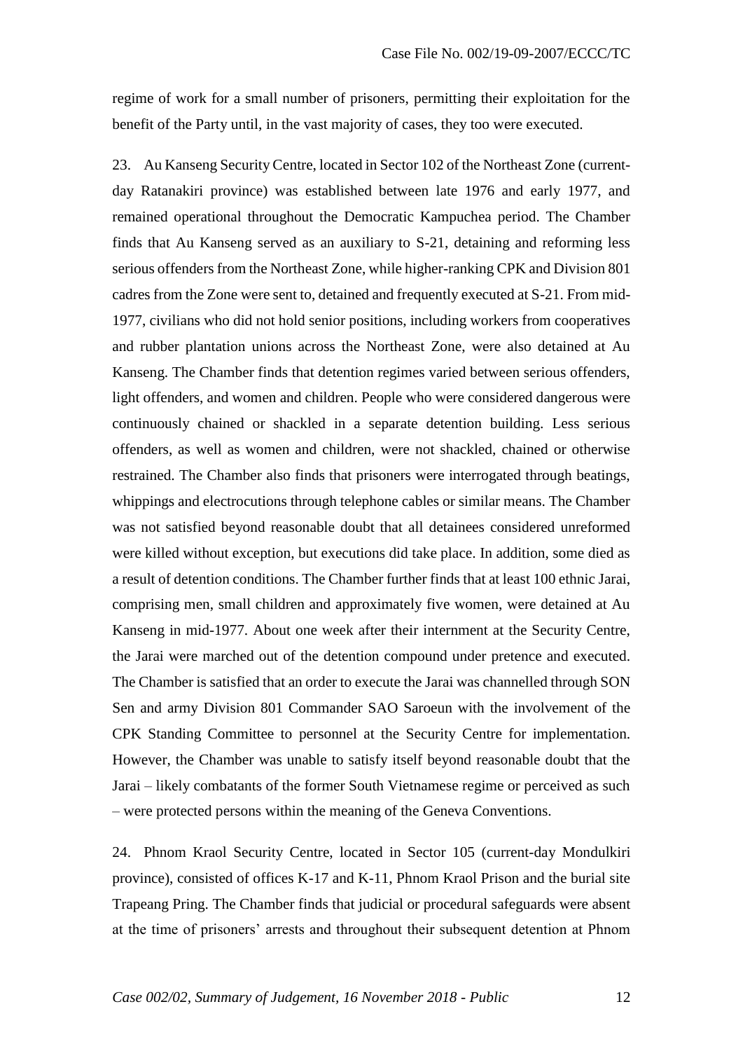regime of work for a small number of prisoners, permitting their exploitation for the benefit of the Party until, in the vast majority of cases, they too were executed.

23. Au Kanseng Security Centre, located in Sector 102 of the Northeast Zone (current-day Ratanakiri province) was established between late 1976 and early 1977, and remained operational throughout the Democratic Kampuchea period. The Chamber finds that Au Kanseng served as an auxiliary to S-21, detaining and reforming less serious offenders from the Northeast Zone, while higher-ranking CPK and Division 801 cadres from the Zone were sent to, detained and frequently executed at S-21. From mid-1977, civilians who did not hold senior positions, including workers from cooperatives and rubber plantation unions across the Northeast Zone, were also detained at Au Kanseng. The Chamber finds that detention regimes varied between serious offenders, light offenders, and women and children. People who were considered dangerous were continuously chained or shackled in a separate detention building. Less serious offenders, as well as women and children, were not shackled, chained or otherwise restrained. The Chamber also finds that prisoners were interrogated through beatings, whippings and electrocutions through telephone cables or similar means. The Chamber was not satisfied beyond reasonable doubt that all detainees considered unreformed were killed without exception, but executions did take place. In addition, some died as a result of detention conditions. The Chamber further finds that at least 100 ethnic Jarai, comprising men, small children and approximately five women, were detained at Au Kanseng in mid-1977. About one week after their internment at the Security Centre, the Jarai were marched out of the detention compound under pretence and executed. The Chamber is satisfied that an order to execute the Jarai was channelled through SON Sen and army Division 801 Commander SAO Saroeun with the involvement of the CPK Standing Committee to personnel at the Security Centre for implementation. However, the Chamber was unable to satisfy itself beyond reasonable doubt that the Jarai – likely combatants of the former South Vietnamese regime or perceived as such – were protected persons within the meaning of the Geneva Conventions.

24. Phnom Kraol Security Centre, located in Sector 105 (current-day Mondulkiri province), consisted of offices K-17 and K-11, Phnom Kraol Prison and the burial site Trapeang Pring. The Chamber finds that judicial or procedural safeguards were absent at the time of prisoners' arrests and throughout their subsequent detention at Phnom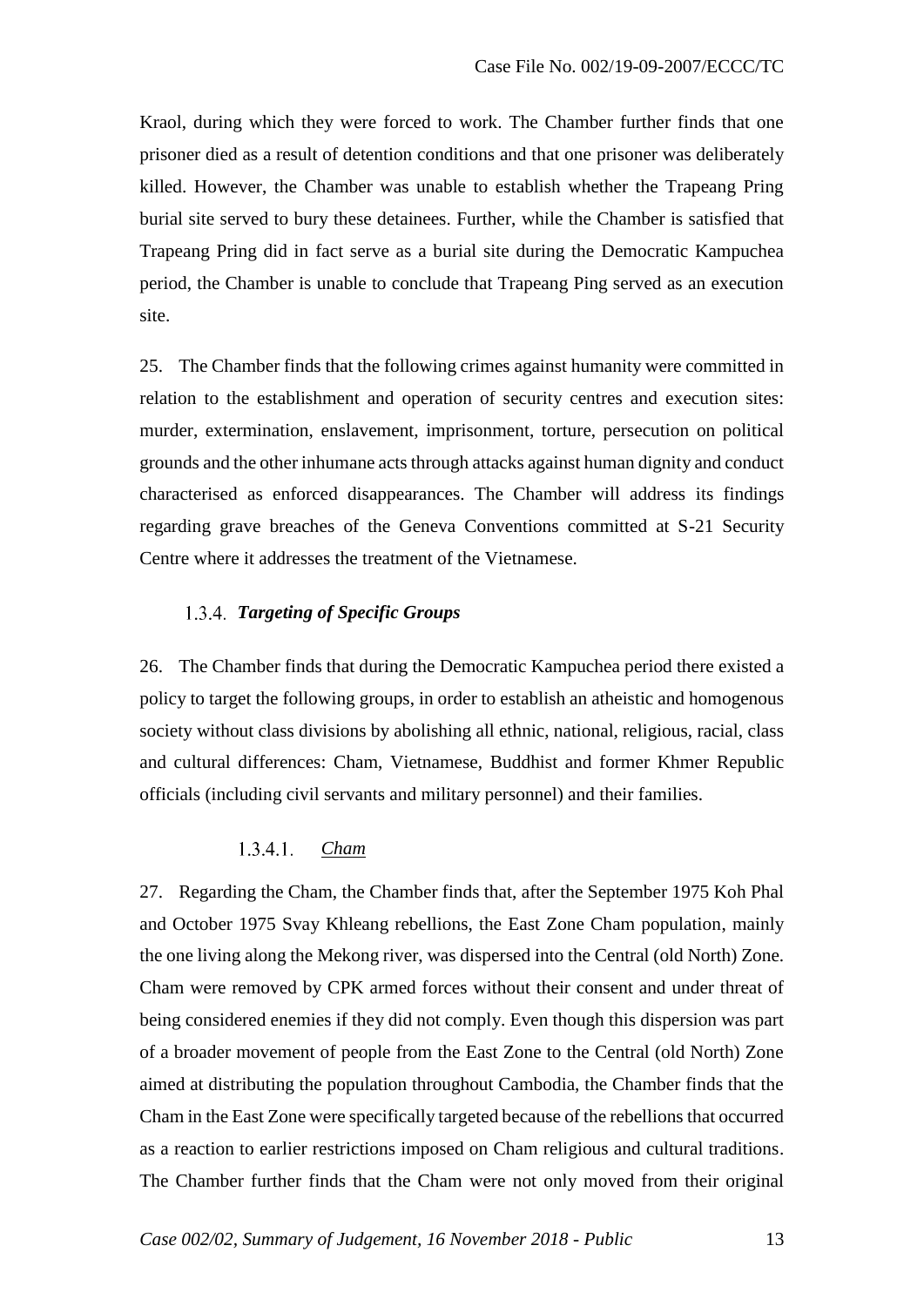Kraol, during which they were forced to work. The Chamber further finds that one prisoner died as a result of detention conditions and that one prisoner was deliberately killed. However, the Chamber was unable to establish whether the Trapeang Pring burial site served to bury these detainees. Further, while the Chamber is satisfied that Trapeang Pring did in fact serve as a burial site during the Democratic Kampuchea period, the Chamber is unable to conclude that Trapeang Ping served as an execution site.

25. The Chamber finds that the following crimes against humanity were committed in relation to the establishment and operation of security centres and execution sites: murder, extermination, enslavement, imprisonment, torture, persecution on political grounds and the other inhumane acts through attacks against human dignity and conduct characterised as enforced disappearances. The Chamber will address its findings regarding grave breaches of the Geneva Conventions committed at S-21 Security Centre where it addresses the treatment of the Vietnamese.

### 1.3.4. *Targeting of Specific Groups*

26. The Chamber finds that during the Democratic Kampuchea period there existed a policy to target the following groups, in order to establish an atheistic and homogenous society without class divisions by abolishing all ethnic, national, religious, racial, class and cultural differences: Cham, Vietnamese, Buddhist and former Khmer Republic officials (including civil servants and military personnel) and their families.

#### 1.3.4.1. Cham

27. Regarding the Cham, the Chamber finds that, after the September 1975 Koh Phal and October 1975 Svay Khleang rebellions, the East Zone Cham population, mainly the one living along the Mekong river, was dispersed into the Central (old North) Zone. Cham were removed by CPK armed forces without their consent and under threat of being considered enemies if they did not comply. Even though this dispersion was part of a broader movement of people from the East Zone to the Central (old North) Zone aimed at distributing the population throughout Cambodia, the Chamber finds that the Cham in the East Zone were specifically targeted because of the rebellions that occurred as a reaction to earlier restrictions imposed on Cham religious and cultural traditions. The Chamber further finds that the Cham were not only moved from their original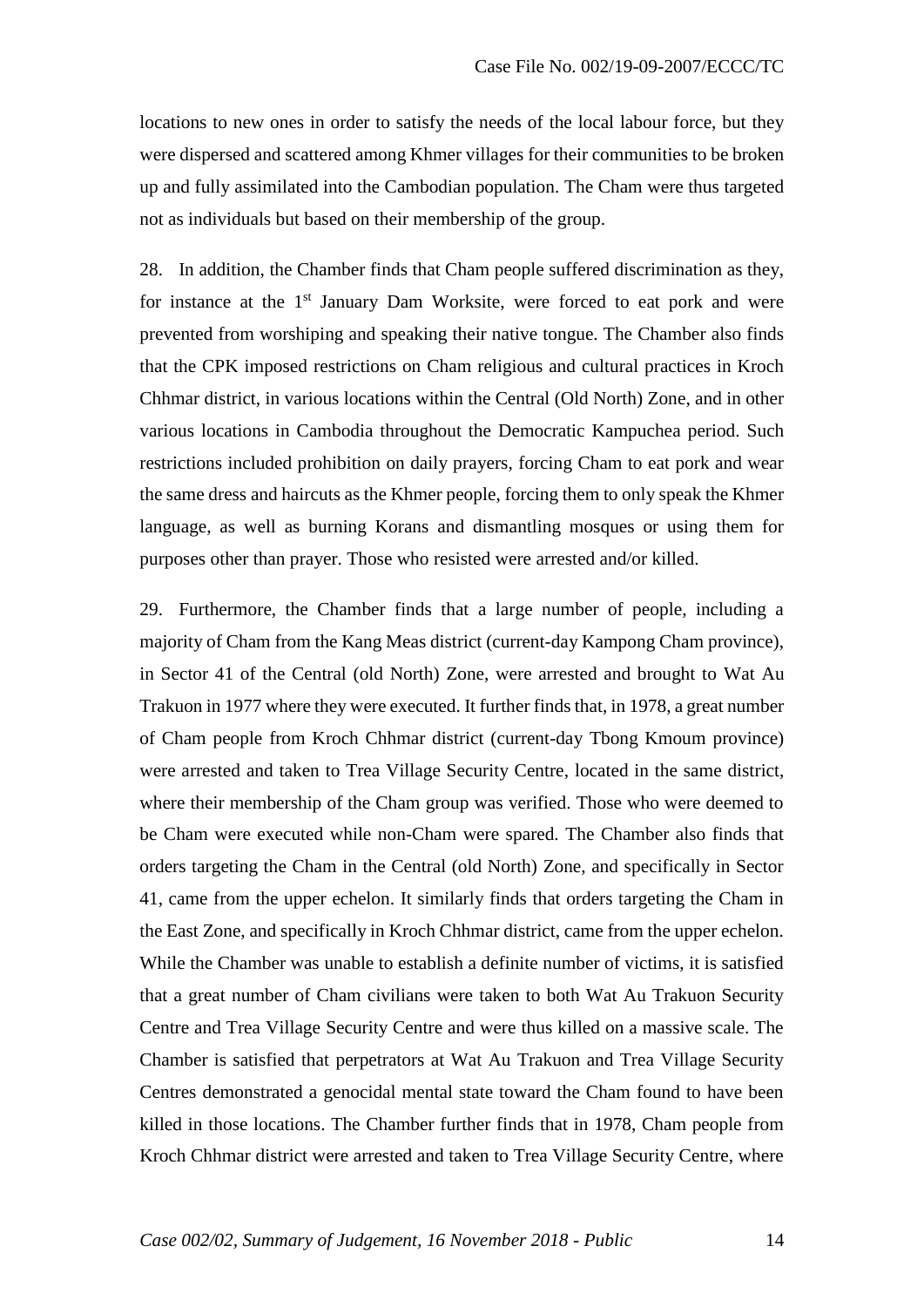locations to new ones in order to satisfy the needs of the local labour force, but they were dispersed and scattered among Khmer villages for their communities to be broken up and fully assimilated into the Cambodian population. The Cham were thus targeted not as individuals but based on their membership of the group.

28. In addition, the Chamber finds that Cham people suffered discrimination as they, for instance at the 1st January Dam Worksite, were forced to eat pork and were prevented from worshiping and speaking their native tongue. The Chamber also finds that the CPK imposed restrictions on Cham religious and cultural practices in Kroch Chhmar district, in various locations within the Central (Old North) Zone, and in other various locations in Cambodia throughout the Democratic Kampuchea period. Such restrictions included prohibition on daily prayers, forcing Cham to eat pork and wear the same dress and haircuts as the Khmer people, forcing them to only speak the Khmer language, as well as burning Korans and dismantling mosques or using them for purposes other than prayer. Those who resisted were arrested and/or killed.

29. Furthermore, the Chamber finds that a large number of people, including a majority of Cham from the Kang Meas district (current-day Kampong Cham province), in Sector 41 of the Central (old North) Zone, were arrested and brought to Wat Au Trakuon in 1977 where they were executed. It further finds that, in 1978, a great number of Cham people from Kroch Chhmar district (current-day Tbong Kmoum province) were arrested and taken to Trea Village Security Centre, located in the same district, where their membership of the Cham group was verified. Those who were deemed to be Cham were executed while non-Cham were spared. The Chamber also finds that orders targeting the Cham in the Central (old North) Zone, and specifically in Sector 41, came from the upper echelon. It similarly finds that orders targeting the Cham in the East Zone, and specifically in Kroch Chhmar district, came from the upper echelon. While the Chamber was unable to establish a definite number of victims, it is satisfied that a great number of Cham civilians were taken to both Wat Au Trakuon Security Centre and Trea Village Security Centre and were thus killed on a massive scale. The Chamber is satisfied that perpetrators at Wat Au Trakuon and Trea Village Security Centres demonstrated a genocidal mental state toward the Cham found to have been killed in those locations. The Chamber further finds that in 1978, Cham people from Kroch Chhmar district were arrested and taken to Trea Village Security Centre, where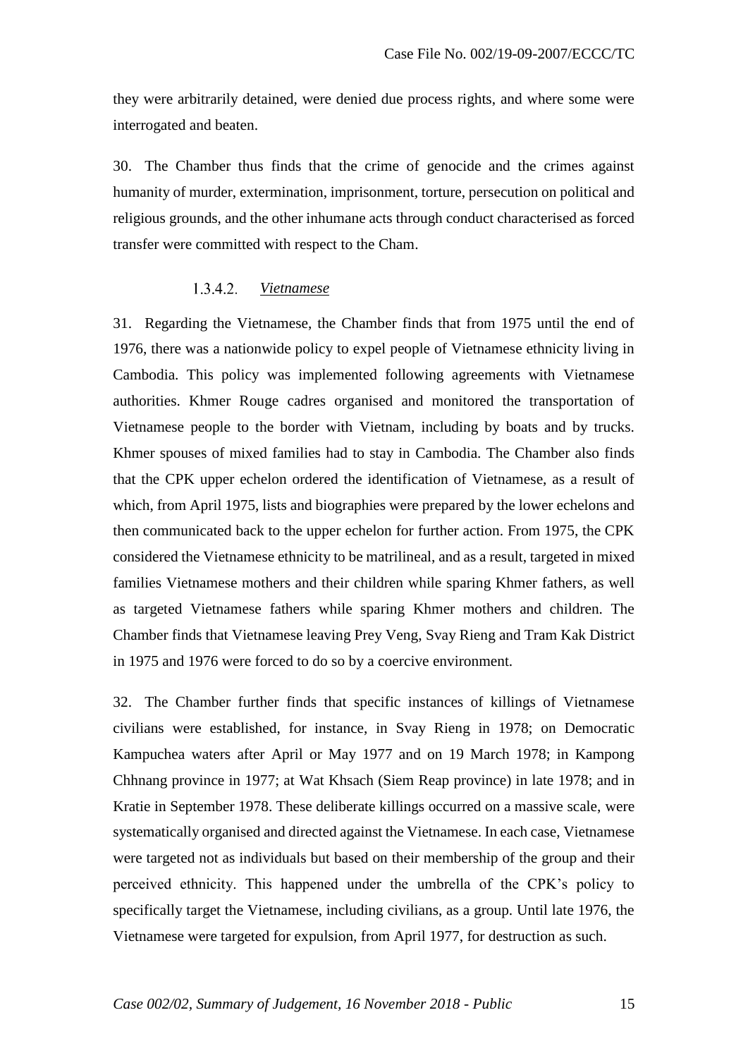they were arbitrarily detained, were denied due process rights, and where some were interrogated and beaten.

30. The Chamber thus finds that the crime of genocide and the crimes against humanity of murder, extermination, imprisonment, torture, persecution on political and religious grounds, and the other inhumane acts through conduct characterised as forced transfer were committed with respect to the Cham.

#### 1.3.4.2. *Vietnamese*

31. Regarding the Vietnamese, the Chamber finds that from 1975 until the end of 1976, there was a nationwide policy to expel people of Vietnamese ethnicity living in Cambodia. This policy was implemented following agreements with Vietnamese authorities. Khmer Rouge cadres organised and monitored the transportation of Vietnamese people to the border with Vietnam, including by boats and by trucks. Khmer spouses of mixed families had to stay in Cambodia. The Chamber also finds that the CPK upper echelon ordered the identification of Vietnamese, as a result of which, from April 1975, lists and biographies were prepared by the lower echelons and then communicated back to the upper echelon for further action. From 1975, the CPK considered the Vietnamese ethnicity to be matrilineal, and as a result, targeted in mixed families Vietnamese mothers and their children while sparing Khmer fathers, as well as targeted Vietnamese fathers while sparing Khmer mothers and children. The Chamber finds that Vietnamese leaving Prey Veng, Svay Rieng and Tram Kak District in 1975 and 1976 were forced to do so by a coercive environment.

32. The Chamber further finds that specific instances of killings of Vietnamese civilians were established, for instance, in Svay Rieng in 1978; on Democratic Kampuchea waters after April or May 1977 and on 19 March 1978; in Kampong Chhnang province in 1977; at Wat Khsach (Siem Reap province) in late 1978; and in Kratie in September 1978. These deliberate killings occurred on a massive scale, were systematically organised and directed against the Vietnamese. In each case, Vietnamese were targeted not as individuals but based on their membership of the group and their perceived ethnicity. This happened under the umbrella of the CPK's policy to specifically target the Vietnamese, including civilians, as a group. Until late 1976, the Vietnamese were targeted for expulsion, from April 1977, for destruction as such.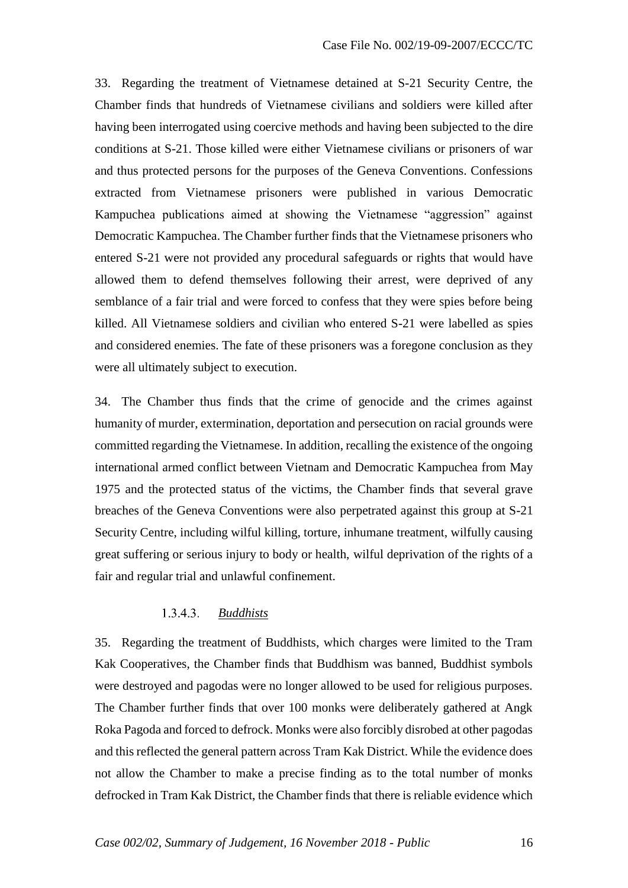33. Regarding the treatment of Vietnamese detained at S-21 Security Centre, the Chamber finds that hundreds of Vietnamese civilians and soldiers were killed after having been interrogated using coercive methods and having been subjected to the dire conditions at S-21. Those killed were either Vietnamese civilians or prisoners of war and thus protected persons for the purposes of the Geneva Conventions. Confessions extracted from Vietnamese prisoners were published in various Democratic Kampuchea publications aimed at showing the Vietnamese "aggression" against Democratic Kampuchea. The Chamber further finds that the Vietnamese prisoners who entered S-21 were not provided any procedural safeguards or rights that would have allowed them to defend themselves following their arrest, were deprived of any semblance of a fair trial and were forced to confess that they were spies before being killed. All Vietnamese soldiers and civilian who entered S-21 were labelled as spies and considered enemies. The fate of these prisoners was a foregone conclusion as they were all ultimately subject to execution.

34. The Chamber thus finds that the crime of genocide and the crimes against humanity of murder, extermination, deportation and persecution on racial grounds were committed regarding the Vietnamese. In addition, recalling the existence of the ongoing international armed conflict between Vietnam and Democratic Kampuchea from May 1975 and the protected status of the victims, the Chamber finds that several grave breaches of the Geneva Conventions were also perpetrated against this group at S-21 Security Centre, including wilful killing, torture, inhumane treatment, wilfully causing great suffering or serious injury to body or health, wilful deprivation of the rights of a fair and regular trial and unlawful confinement.

#### 1.3.4.3. *Buddhists*

35. Regarding the treatment of Buddhists, which charges were limited to the Tram Kak Cooperatives, the Chamber finds that Buddhism was banned, Buddhist symbols were destroyed and pagodas were no longer allowed to be used for religious purposes. The Chamber further finds that over 100 monks were deliberately gathered at Angk Roka Pagoda and forced to defrock. Monks were also forcibly disrobed at other pagodas and this reflected the general pattern across Tram Kak District. While the evidence does not allow the Chamber to make a precise finding as to the total number of monks defrocked in Tram Kak District, the Chamber finds that there is reliable evidence which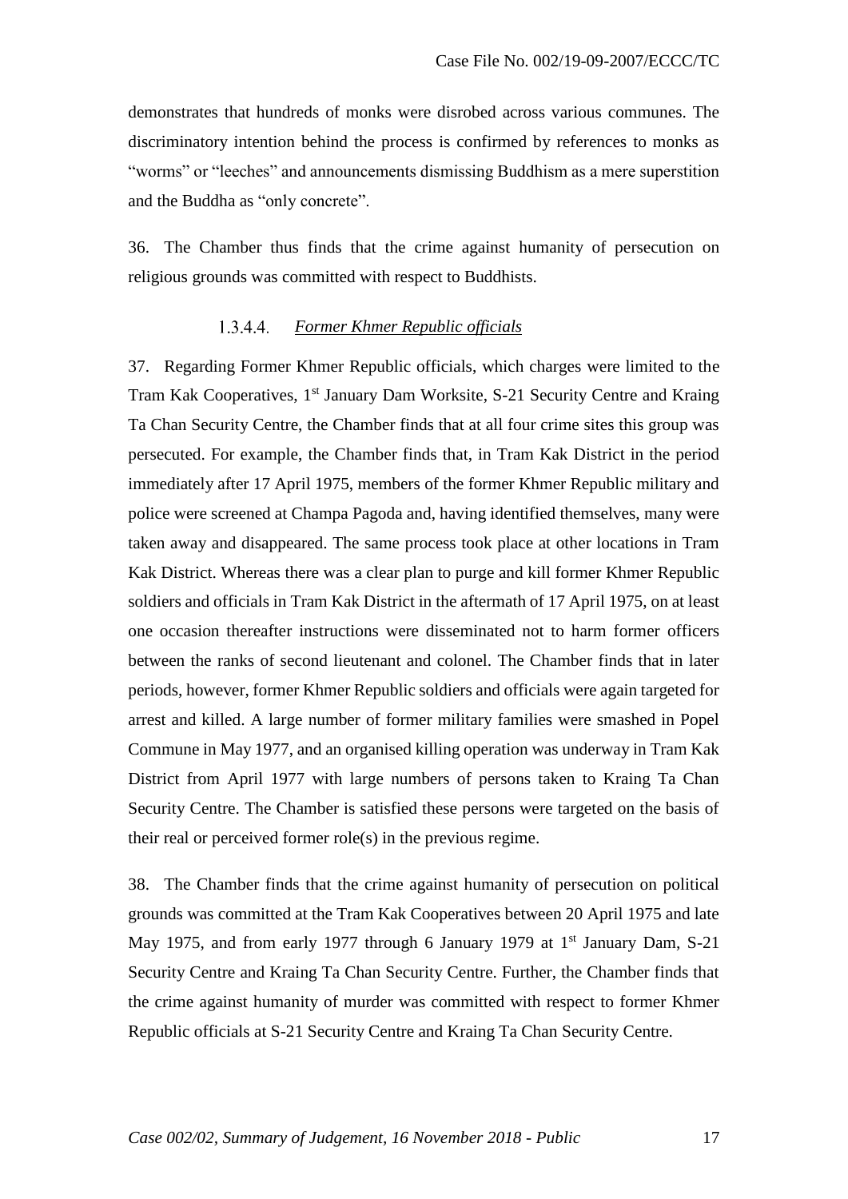demonstrates that hundreds of monks were disrobed across various communes. The discriminatory intention behind the process is confirmed by references to monks as "worms" or "leeches" and announcements dismissing Buddhism as a mere superstition and the Buddha as "only concrete".

36. The Chamber thus finds that the crime against humanity of persecution on religious grounds was committed with respect to Buddhists.

#### 1.3.4.4. *Former Khmer Republic officials*

37. Regarding Former Khmer Republic officials, which charges were limited to the Tram Kak Cooperatives, 1st January Dam Worksite, S-21 Security Centre and Kraing Ta Chan Security Centre, the Chamber finds that at all four crime sites this group was persecuted. For example, the Chamber finds that, in Tram Kak District in the period immediately after 17 April 1975, members of the former Khmer Republic military and police were screened at Champa Pagoda and, having identified themselves, many were taken away and disappeared. The same process took place at other locations in Tram Kak District. Whereas there was a clear plan to purge and kill former Khmer Republic soldiers and officials in Tram Kak District in the aftermath of 17 April 1975, on at least one occasion thereafter instructions were disseminated not to harm former officers between the ranks of second lieutenant and colonel. The Chamber finds that in later periods, however, former Khmer Republic soldiers and officials were again targeted for arrest and killed. A large number of former military families were smashed in Popel Commune in May 1977, and an organised killing operation was underway in Tram Kak District from April 1977 with large numbers of persons taken to Kraing Ta Chan Security Centre. The Chamber is satisfied these persons were targeted on the basis of their real or perceived former role(s) in the previous regime.

38. The Chamber finds that the crime against humanity of persecution on political grounds was committed at the Tram Kak Cooperatives between 20 April 1975 and late May 1975, and from early 1977 through 6 January 1979 at 1st January Dam, S-21 Security Centre and Kraing Ta Chan Security Centre. Further, the Chamber finds that the crime against humanity of murder was committed with respect to former Khmer Republic officials at S-21 Security Centre and Kraing Ta Chan Security Centre.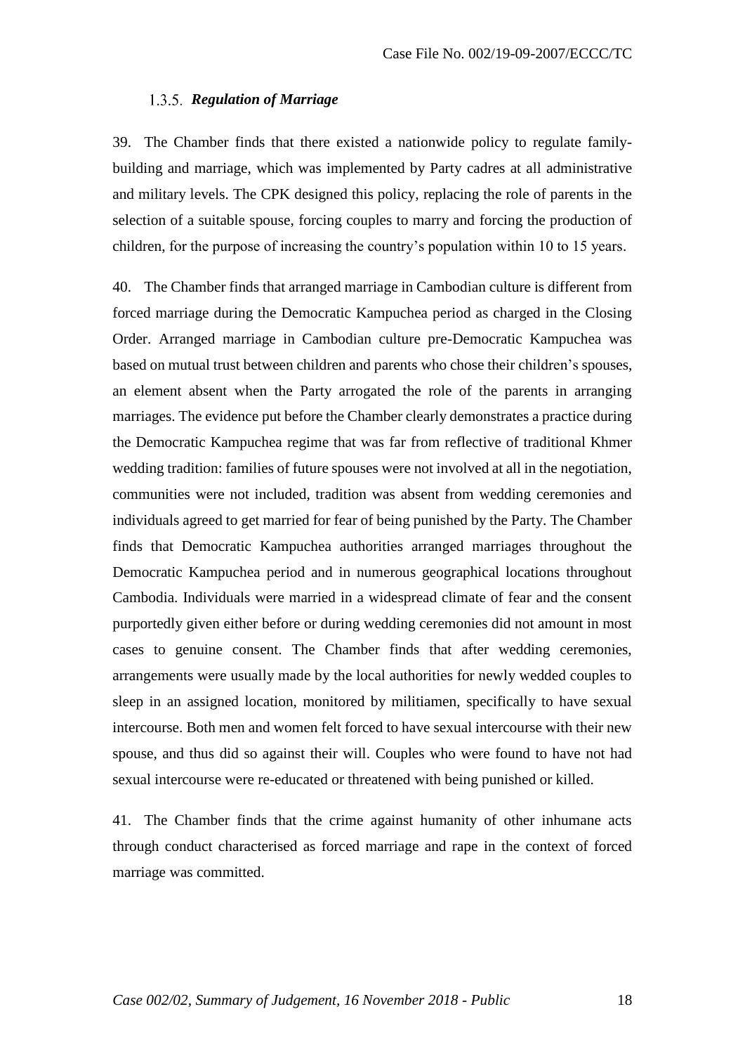### 1.3.5. *Regulation of Marriage*

39. The Chamber finds that there existed a nationwide policy to regulate family-building and marriage, which was implemented by Party cadres at all administrative and military levels. The CPK designed this policy, replacing the role of parents in the selection of a suitable spouse, forcing couples to marry and forcing the production of children, for the purpose of increasing the country's population within 10 to 15 years.

40. The Chamber finds that arranged marriage in Cambodian culture is different from forced marriage during the Democratic Kampuchea period as charged in the Closing Order. Arranged marriage in Cambodian culture pre-Democratic Kampuchea was based on mutual trust between children and parents who chose their children's spouses, an element absent when the Party arrogated the role of the parents in arranging marriages. The evidence put before the Chamber clearly demonstrates a practice during the Democratic Kampuchea regime that was far from reflective of traditional Khmer wedding tradition: families of future spouses were not involved at all in the negotiation, communities were not included, tradition was absent from wedding ceremonies and individuals agreed to get married for fear of being punished by the Party. The Chamber finds that Democratic Kampuchea authorities arranged marriages throughout the Democratic Kampuchea period and in numerous geographical locations throughout Cambodia. Individuals were married in a widespread climate of fear and the consent purportedly given either before or during wedding ceremonies did not amount in most cases to genuine consent. The Chamber finds that after wedding ceremonies, arrangements were usually made by the local authorities for newly wedded couples to sleep in an assigned location, monitored by militiamen, specifically to have sexual intercourse. Both men and women felt forced to have sexual intercourse with their new spouse, and thus did so against their will. Couples who were found to have not had sexual intercourse were re-educated or threatened with being punished or killed.

41. The Chamber finds that the crime against humanity of other inhumane acts through conduct characterised as forced marriage and rape in the context of forced marriage was committed.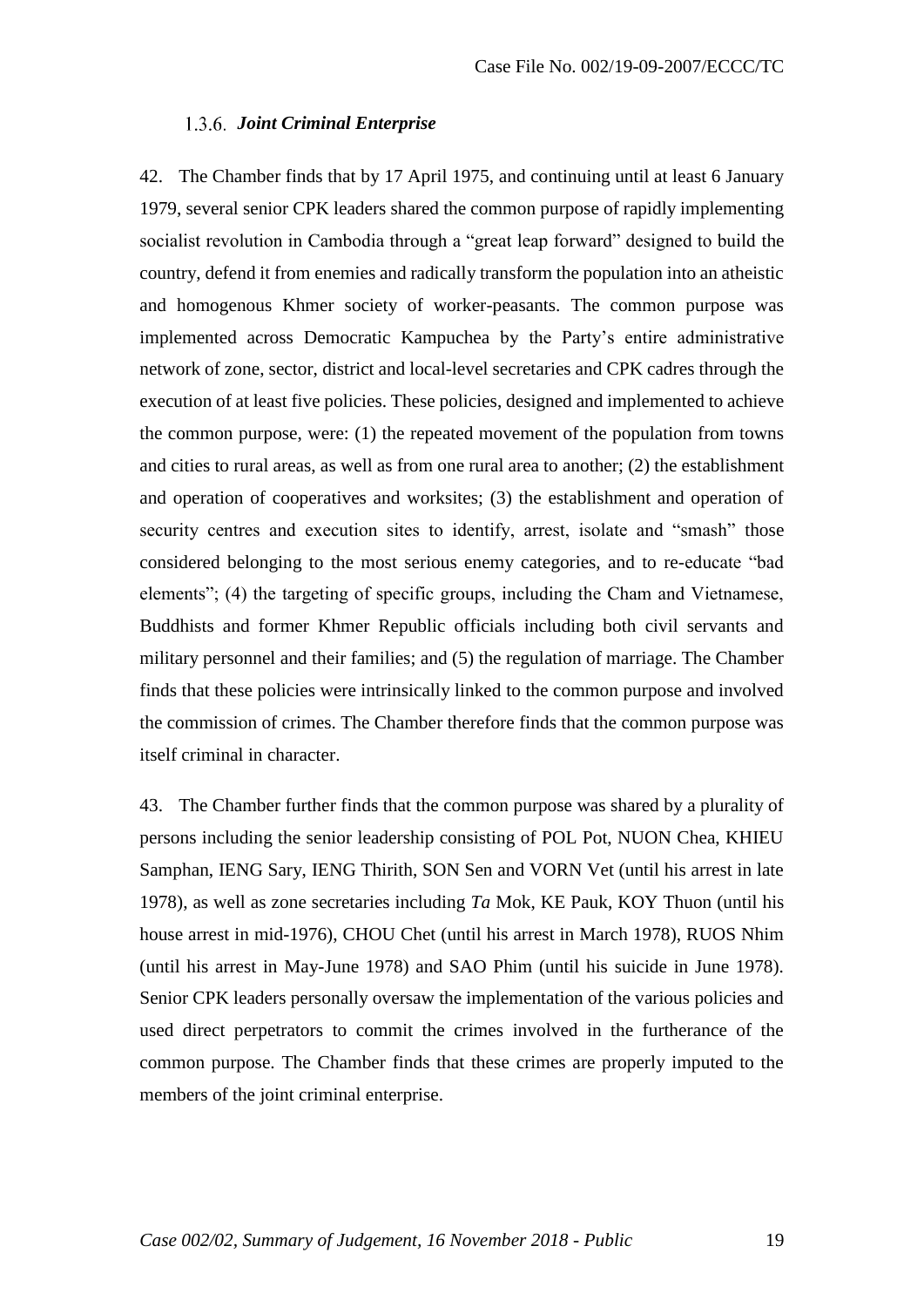### 1.3.6. *Joint Criminal Enterprise*

42. The Chamber finds that by 17 April 1975, and continuing until at least 6 January 1979, several senior CPK leaders shared the common purpose of rapidly implementing socialist revolution in Cambodia through a "great leap forward" designed to build the country, defend it from enemies and radically transform the population into an atheistic and homogenous Khmer society of worker-peasants. The common purpose was implemented across Democratic Kampuchea by the Party's entire administrative network of zone, sector, district and local-level secretaries and CPK cadres through the execution of at least five policies. These policies, designed and implemented to achieve the common purpose, were: (1) the repeated movement of the population from towns and cities to rural areas, as well as from one rural area to another; (2) the establishment and operation of cooperatives and worksites; (3) the establishment and operation of security centres and execution sites to identify, arrest, isolate and "smash" those considered belonging to the most serious enemy categories, and to re-educate "bad elements"; (4) the targeting of specific groups, including the Cham and Vietnamese, Buddhists and former Khmer Republic officials including both civil servants and military personnel and their families; and (5) the regulation of marriage. The Chamber finds that these policies were intrinsically linked to the common purpose and involved the commission of crimes. The Chamber therefore finds that the common purpose was itself criminal in character.

43. The Chamber further finds that the common purpose was shared by a plurality of persons including the senior leadership consisting of POL Pot, NUON Chea, KHIEU Samphan, IENG Sary, IENG Thirith, SON Sen and VORN Vet (until his arrest in late 1978), as well as zone secretaries including *Ta* Mok, KE Pauk, KOY Thuon (until his house arrest in mid-1976), CHOU Chet (until his arrest in March 1978), RUOS Nhim (until his arrest in May-June 1978) and SAO Phim (until his suicide in June 1978). Senior CPK leaders personally oversaw the implementation of the various policies and used direct perpetrators to commit the crimes involved in the furtherance of the common purpose. The Chamber finds that these crimes are properly imputed to the members of the joint criminal enterprise.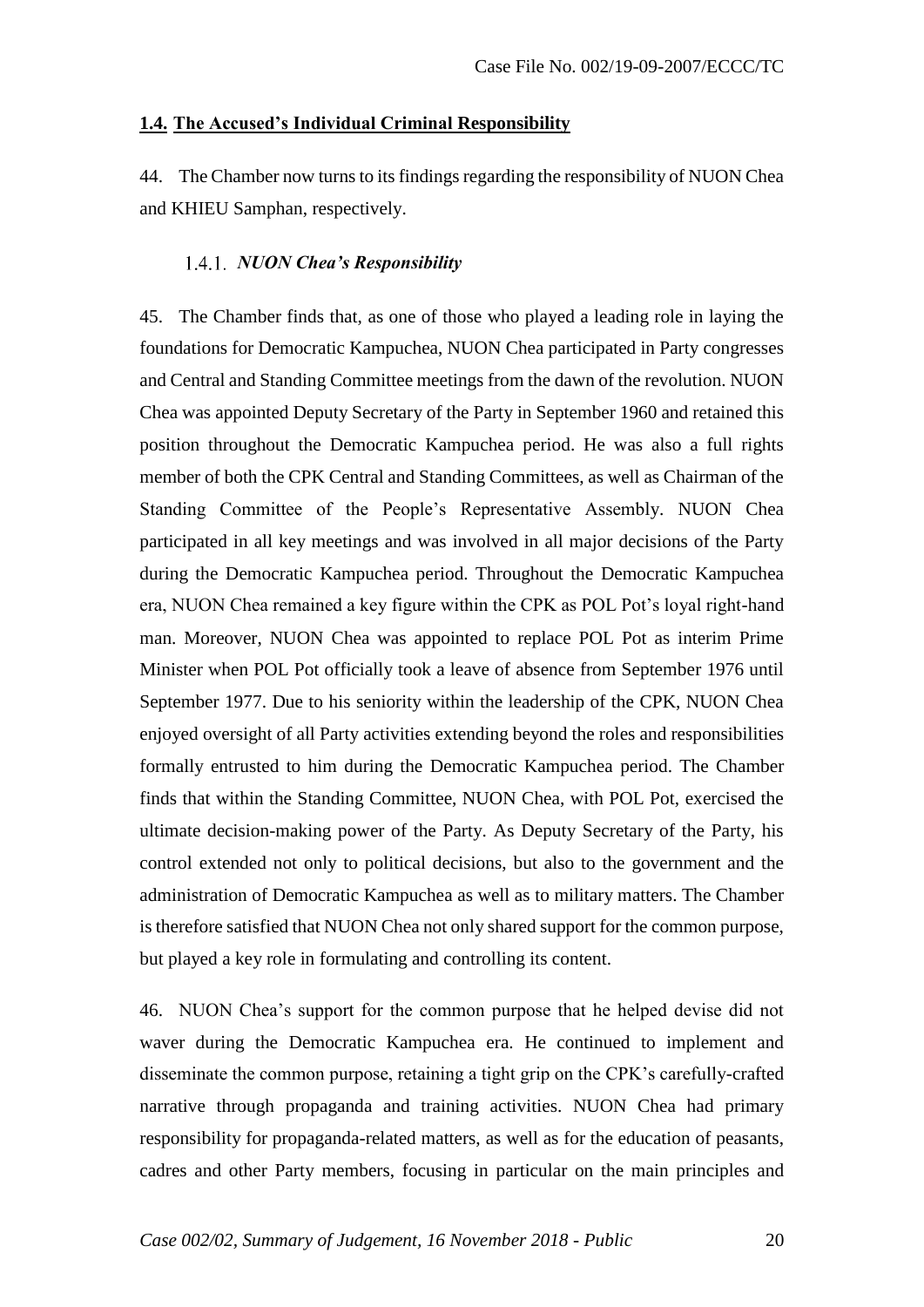### 1.4. The Accused's Individual Criminal Responsibility

44. The Chamber now turns to its findings regarding the responsibility of NUON Chea and KHIEU Samphan, respectively.

#### 1.4.1. *NUON Chea's Responsibility*

45. The Chamber finds that, as one of those who played a leading role in laying the foundations for Democratic Kampuchea, NUON Chea participated in Party congresses and Central and Standing Committee meetings from the dawn of the revolution. NUON Chea was appointed Deputy Secretary of the Party in September 1960 and retained this position throughout the Democratic Kampuchea period. He was also a full rights member of both the CPK Central and Standing Committees, as well as Chairman of the Standing Committee of the People's Representative Assembly. NUON Chea participated in all key meetings and was involved in all major decisions of the Party during the Democratic Kampuchea period. Throughout the Democratic Kampuchea era, NUON Chea remained a key figure within the CPK as POL Pot's loyal right-hand man. Moreover, NUON Chea was appointed to replace POL Pot as interim Prime Minister when POL Pot officially took a leave of absence from September 1976 until September 1977. Due to his seniority within the leadership of the CPK, NUON Chea enjoyed oversight of all Party activities extending beyond the roles and responsibilities formally entrusted to him during the Democratic Kampuchea period. The Chamber finds that within the Standing Committee, NUON Chea, with POL Pot, exercised the ultimate decision-making power of the Party. As Deputy Secretary of the Party, his control extended not only to political decisions, but also to the government and the administration of Democratic Kampuchea as well as to military matters. The Chamber is therefore satisfied that NUON Chea not only shared support for the common purpose, but played a key role in formulating and controlling its content.

46. NUON Chea's support for the common purpose that he helped devise did not waver during the Democratic Kampuchea era. He continued to implement and disseminate the common purpose, retaining a tight grip on the CPK's carefully-crafted narrative through propaganda and training activities. NUON Chea had primary responsibility for propaganda-related matters, as well as for the education of peasants, cadres and other Party members, focusing in particular on the main principles and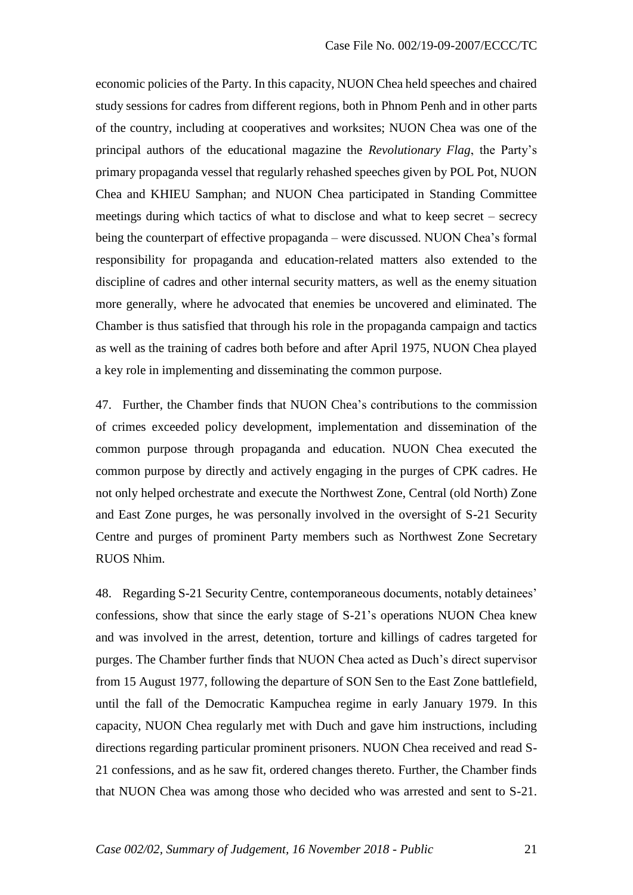economic policies of the Party. In this capacity, NUON Chea held speeches and chaired study sessions for cadres from different regions, both in Phnom Penh and in other parts of the country, including at cooperatives and worksites; NUON Chea was one of the principal authors of the educational magazine the *Revolutionary Flag*, the Party's primary propaganda vessel that regularly rehashed speeches given by POL Pot, NUON Chea and KHIEU Samphan; and NUON Chea participated in Standing Committee meetings during which tactics of what to disclose and what to keep secret – secrecy being the counterpart of effective propaganda – were discussed. NUON Chea's formal responsibility for propaganda and education-related matters also extended to the discipline of cadres and other internal security matters, as well as the enemy situation more generally, where he advocated that enemies be uncovered and eliminated. The Chamber is thus satisfied that through his role in the propaganda campaign and tactics as well as the training of cadres both before and after April 1975, NUON Chea played a key role in implementing and disseminating the common purpose.

47. Further, the Chamber finds that NUON Chea's contributions to the commission of crimes exceeded policy development, implementation and dissemination of the common purpose through propaganda and education. NUON Chea executed the common purpose by directly and actively engaging in the purges of CPK cadres. He not only helped orchestrate and execute the Northwest Zone, Central (old North) Zone and East Zone purges, he was personally involved in the oversight of S-21 Security Centre and purges of prominent Party members such as Northwest Zone Secretary RUOS Nhim.

48. Regarding S-21 Security Centre, contemporaneous documents, notably detainees' confessions, show that since the early stage of S-21's operations NUON Chea knew and was involved in the arrest, detention, torture and killings of cadres targeted for purges. The Chamber further finds that NUON Chea acted as Duch's direct supervisor from 15 August 1977, following the departure of SON Sen to the East Zone battlefield, until the fall of the Democratic Kampuchea regime in early January 1979. In this capacity, NUON Chea regularly met with Duch and gave him instructions, including directions regarding particular prominent prisoners. NUON Chea received and read S-21 confessions, and as he saw fit, ordered changes thereto. Further, the Chamber finds that NUON Chea was among those who decided who was arrested and sent to S-21.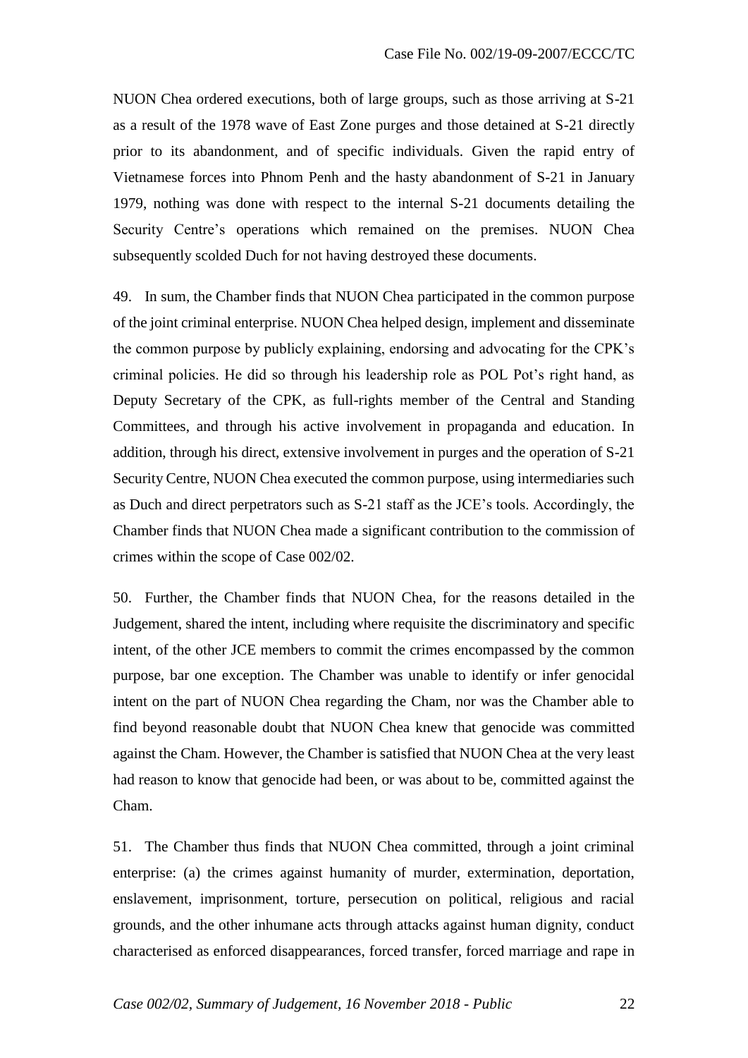NUON Chea ordered executions, both of large groups, such as those arriving at S-21 as a result of the 1978 wave of East Zone purges and those detained at S-21 directly prior to its abandonment, and of specific individuals. Given the rapid entry of Vietnamese forces into Phnom Penh and the hasty abandonment of S-21 in January 1979, nothing was done with respect to the internal S-21 documents detailing the Security Centre's operations which remained on the premises. NUON Chea subsequently scolded Duch for not having destroyed these documents.

49. In sum, the Chamber finds that NUON Chea participated in the common purpose of the joint criminal enterprise. NUON Chea helped design, implement and disseminate the common purpose by publicly explaining, endorsing and advocating for the CPK's criminal policies. He did so through his leadership role as POL Pot's right hand, as Deputy Secretary of the CPK, as full-rights member of the Central and Standing Committees, and through his active involvement in propaganda and education. In addition, through his direct, extensive involvement in purges and the operation of S-21 Security Centre, NUON Chea executed the common purpose, using intermediaries such as Duch and direct perpetrators such as S-21 staff as the JCE's tools. Accordingly, the Chamber finds that NUON Chea made a significant contribution to the commission of crimes within the scope of Case 002/02.

50. Further, the Chamber finds that NUON Chea, for the reasons detailed in the Judgement, shared the intent, including where requisite the discriminatory and specific intent, of the other JCE members to commit the crimes encompassed by the common purpose, bar one exception. The Chamber was unable to identify or infer genocidal intent on the part of NUON Chea regarding the Cham, nor was the Chamber able to find beyond reasonable doubt that NUON Chea knew that genocide was committed against the Cham. However, the Chamber is satisfied that NUON Chea at the very least had reason to know that genocide had been, or was about to be, committed against the Cham.

51. The Chamber thus finds that NUON Chea committed, through a joint criminal enterprise: (a) the crimes against humanity of murder, extermination, deportation, enslavement, imprisonment, torture, persecution on political, religious and racial grounds, and the other inhumane acts through attacks against human dignity, conduct characterised as enforced disappearances, forced transfer, forced marriage and rape in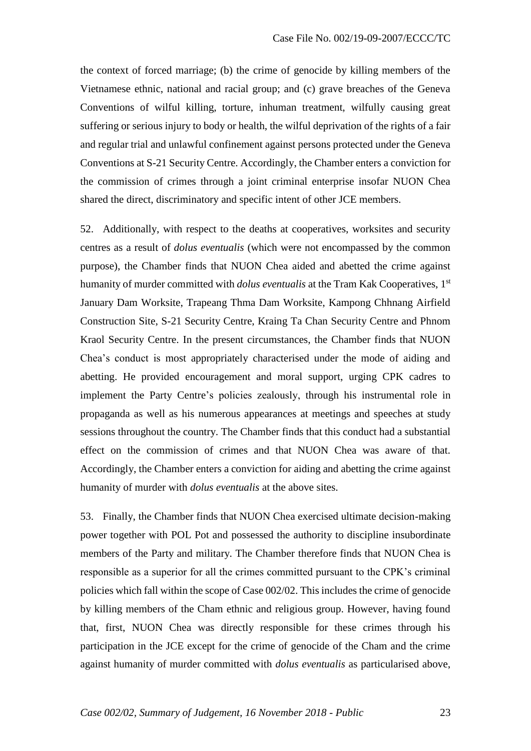the context of forced marriage; (b) the crime of genocide by killing members of the Vietnamese ethnic, national and racial group; and (c) grave breaches of the Geneva Conventions of wilful killing, torture, inhuman treatment, wilfully causing great suffering or serious injury to body or health, the wilful deprivation of the rights of a fair and regular trial and unlawful confinement against persons protected under the Geneva Conventions at S-21 Security Centre. Accordingly, the Chamber enters a conviction for the commission of crimes through a joint criminal enterprise insofar NUON Chea shared the direct, discriminatory and specific intent of other JCE members.

52. Additionally, with respect to the deaths at cooperatives, worksites and security centres as a result of *dolus eventualis* (which were not encompassed by the common purpose), the Chamber finds that NUON Chea aided and abetted the crime against humanity of murder committed with *dolus eventualis* at the Tram Kak Cooperatives, 1st January Dam Worksite, Trapeang Thma Dam Worksite, Kampong Chhnang Airfield Construction Site, S-21 Security Centre, Kraing Ta Chan Security Centre and Phnom Kraol Security Centre. In the present circumstances, the Chamber finds that NUON Chea's conduct is most appropriately characterised under the mode of aiding and abetting. He provided encouragement and moral support, urging CPK cadres to implement the Party Centre's policies zealously, through his instrumental role in propaganda as well as his numerous appearances at meetings and speeches at study sessions throughout the country. The Chamber finds that this conduct had a substantial effect on the commission of crimes and that NUON Chea was aware of that. Accordingly, the Chamber enters a conviction for aiding and abetting the crime against humanity of murder with *dolus eventualis* at the above sites.

53. Finally, the Chamber finds that NUON Chea exercised ultimate decision-making power together with POL Pot and possessed the authority to discipline insubordinate members of the Party and military. The Chamber therefore finds that NUON Chea is responsible as a superior for all the crimes committed pursuant to the CPK's criminal policies which fall within the scope of Case 002/02. This includes the crime of genocide by killing members of the Cham ethnic and religious group. However, having found that, first, NUON Chea was directly responsible for these crimes through his participation in the JCE except for the crime of genocide of the Cham and the crime against humanity of murder committed with *dolus eventualis* as particularised above,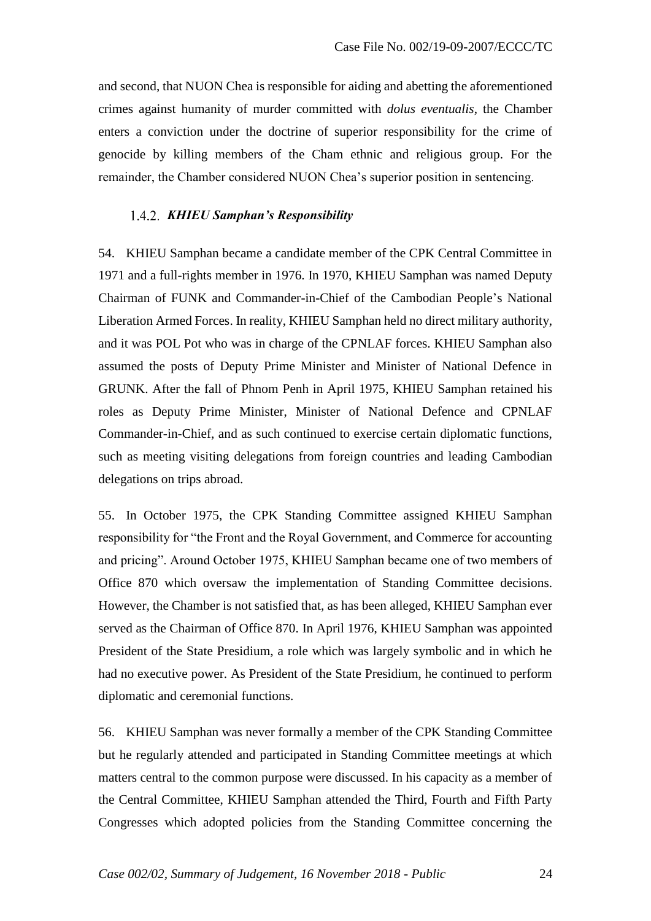and second, that NUON Chea is responsible for aiding and abetting the aforementioned crimes against humanity of murder committed with *dolus eventualis*, the Chamber enters a conviction under the doctrine of superior responsibility for the crime of genocide by killing members of the Cham ethnic and religious group. For the remainder, the Chamber considered NUON Chea's superior position in sentencing.

### 1.4.2. *KHIEU Samphan's Responsibility*

54. KHIEU Samphan became a candidate member of the CPK Central Committee in 1971 and a full-rights member in 1976. In 1970, KHIEU Samphan was named Deputy Chairman of FUNK and Commander-in-Chief of the Cambodian People's National Liberation Armed Forces. In reality, KHIEU Samphan held no direct military authority, and it was POL Pot who was in charge of the CPNLAF forces. KHIEU Samphan also assumed the posts of Deputy Prime Minister and Minister of National Defence in GRUNK. After the fall of Phnom Penh in April 1975, KHIEU Samphan retained his roles as Deputy Prime Minister, Minister of National Defence and CPNLAF Commander-in-Chief, and as such continued to exercise certain diplomatic functions, such as meeting visiting delegations from foreign countries and leading Cambodian delegations on trips abroad.

55. In October 1975, the CPK Standing Committee assigned KHIEU Samphan responsibility for "the Front and the Royal Government, and Commerce for accounting and pricing". Around October 1975, KHIEU Samphan became one of two members of Office 870 which oversaw the implementation of Standing Committee decisions. However, the Chamber is not satisfied that, as has been alleged, KHIEU Samphan ever served as the Chairman of Office 870. In April 1976, KHIEU Samphan was appointed President of the State Presidium, a role which was largely symbolic and in which he had no executive power. As President of the State Presidium, he continued to perform diplomatic and ceremonial functions.

56. KHIEU Samphan was never formally a member of the CPK Standing Committee but he regularly attended and participated in Standing Committee meetings at which matters central to the common purpose were discussed. In his capacity as a member of the Central Committee, KHIEU Samphan attended the Third, Fourth and Fifth Party Congresses which adopted policies from the Standing Committee concerning the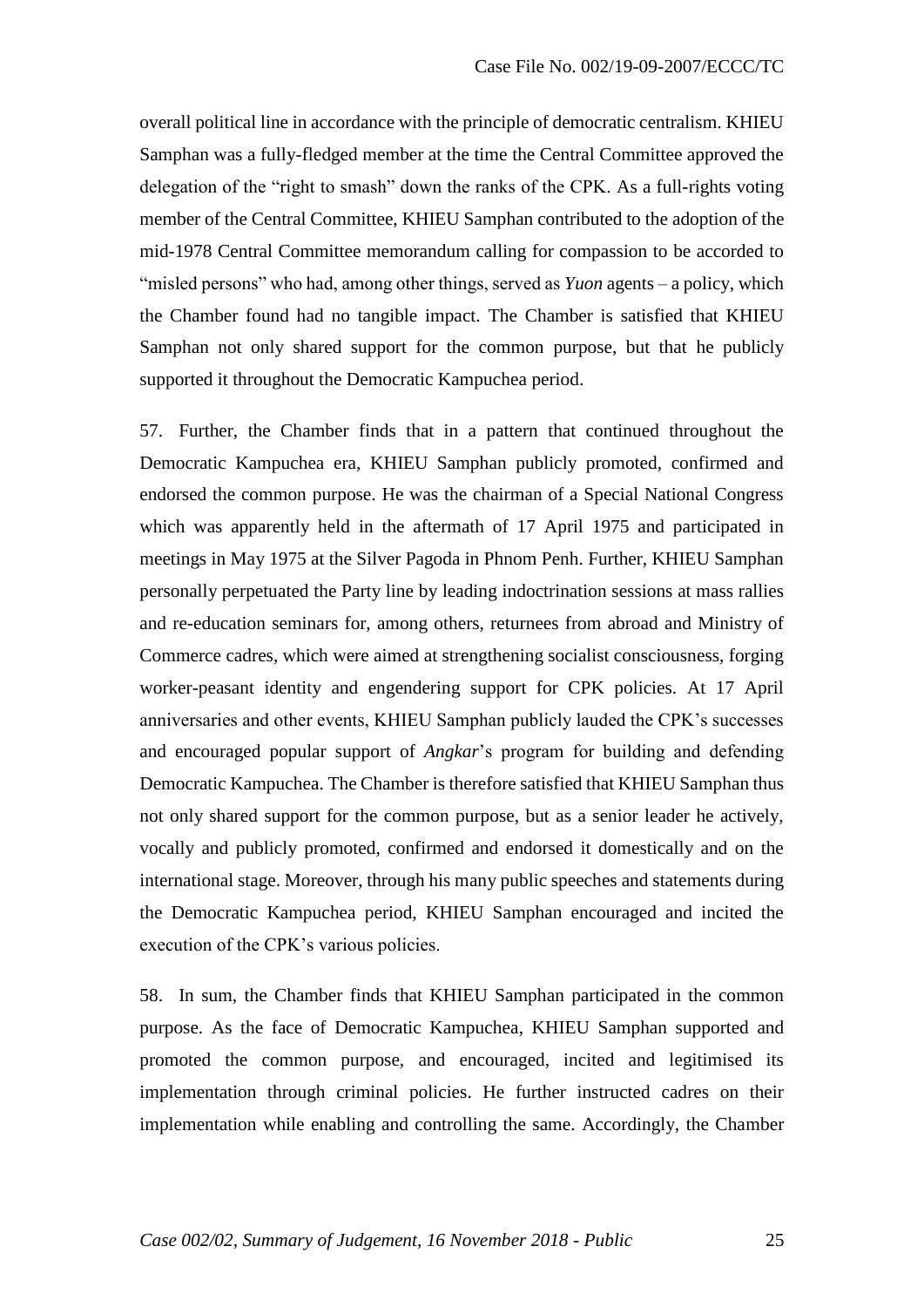overall political line in accordance with the principle of democratic centralism. KHIEU Samphan was a fully-fledged member at the time the Central Committee approved the delegation of the "right to smash" down the ranks of the CPK. As a full-rights voting member of the Central Committee, KHIEU Samphan contributed to the adoption of the mid-1978 Central Committee memorandum calling for compassion to be accorded to "misled persons" who had, among other things, served as *Yuon* agents – a policy, which the Chamber found had no tangible impact. The Chamber is satisfied that KHIEU Samphan not only shared support for the common purpose, but that he publicly supported it throughout the Democratic Kampuchea period.

57. Further, the Chamber finds that in a pattern that continued throughout the Democratic Kampuchea era, KHIEU Samphan publicly promoted, confirmed and endorsed the common purpose. He was the chairman of a Special National Congress which was apparently held in the aftermath of 17 April 1975 and participated in meetings in May 1975 at the Silver Pagoda in Phnom Penh. Further, KHIEU Samphan personally perpetuated the Party line by leading indoctrination sessions at mass rallies and re-education seminars for, among others, returnees from abroad and Ministry of Commerce cadres, which were aimed at strengthening socialist consciousness, forging worker-peasant identity and engendering support for CPK policies. At 17 April anniversaries and other events, KHIEU Samphan publicly lauded the CPK's successes and encouraged popular support of *Angkar*'s program for building and defending Democratic Kampuchea. The Chamber is therefore satisfied that KHIEU Samphan thus not only shared support for the common purpose, but as a senior leader he actively, vocally and publicly promoted, confirmed and endorsed it domestically and on the international stage. Moreover, through his many public speeches and statements during the Democratic Kampuchea period, KHIEU Samphan encouraged and incited the execution of the CPK's various policies.

58. In sum, the Chamber finds that KHIEU Samphan participated in the common purpose. As the face of Democratic Kampuchea, KHIEU Samphan supported and promoted the common purpose, and encouraged, incited and legitimised its implementation through criminal policies. He further instructed cadres on their implementation while enabling and controlling the same. Accordingly, the Chamber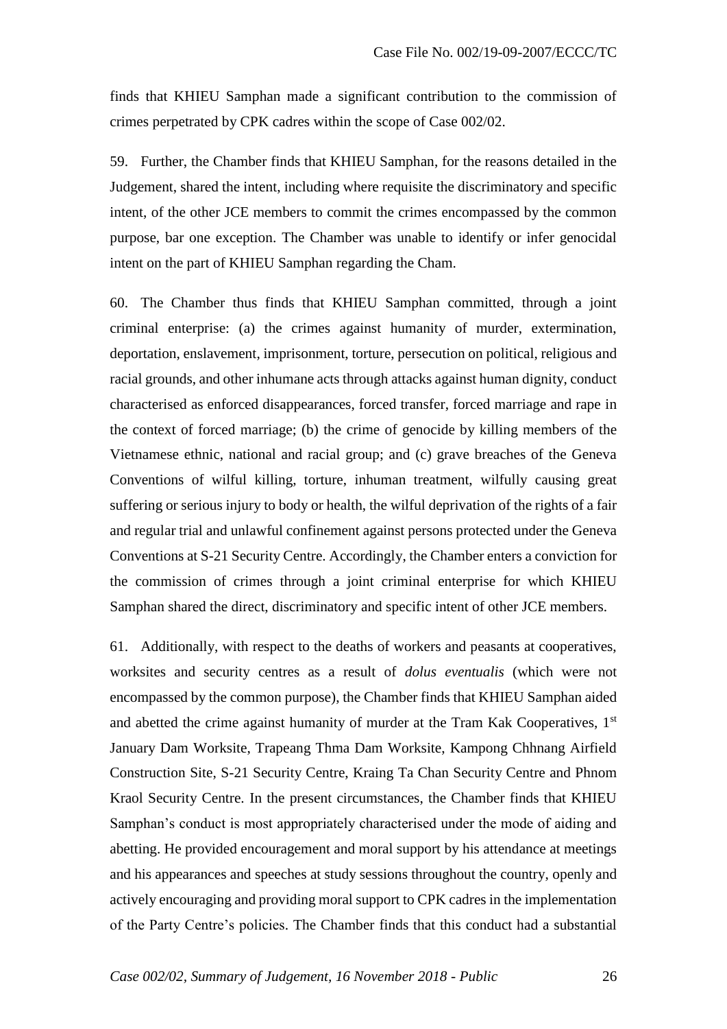finds that KHIEU Samphan made a significant contribution to the commission of crimes perpetrated by CPK cadres within the scope of Case 002/02.

59. Further, the Chamber finds that KHIEU Samphan, for the reasons detailed in the Judgement, shared the intent, including where requisite the discriminatory and specific intent, of the other JCE members to commit the crimes encompassed by the common purpose, bar one exception. The Chamber was unable to identify or infer genocidal intent on the part of KHIEU Samphan regarding the Cham.

60. The Chamber thus finds that KHIEU Samphan committed, through a joint criminal enterprise: (a) the crimes against humanity of murder, extermination, deportation, enslavement, imprisonment, torture, persecution on political, religious and racial grounds, and other inhumane acts through attacks against human dignity, conduct characterised as enforced disappearances, forced transfer, forced marriage and rape in the context of forced marriage; (b) the crime of genocide by killing members of the Vietnamese ethnic, national and racial group; and (c) grave breaches of the Geneva Conventions of wilful killing, torture, inhuman treatment, wilfully causing great suffering or serious injury to body or health, the wilful deprivation of the rights of a fair and regular trial and unlawful confinement against persons protected under the Geneva Conventions at S-21 Security Centre. Accordingly, the Chamber enters a conviction for the commission of crimes through a joint criminal enterprise for which KHIEU Samphan shared the direct, discriminatory and specific intent of other JCE members.

61. Additionally, with respect to the deaths of workers and peasants at cooperatives, worksites and security centres as a result of *dolus eventualis* (which were not encompassed by the common purpose), the Chamber finds that KHIEU Samphan aided and abetted the crime against humanity of murder at the Tram Kak Cooperatives, 1st January Dam Worksite, Trapeang Thma Dam Worksite, Kampong Chhnang Airfield Construction Site, S-21 Security Centre, Kraing Ta Chan Security Centre and Phnom Kraol Security Centre. In the present circumstances, the Chamber finds that KHIEU Samphan's conduct is most appropriately characterised under the mode of aiding and abetting. He provided encouragement and moral support by his attendance at meetings and his appearances and speeches at study sessions throughout the country, openly and actively encouraging and providing moral support to CPK cadres in the implementation of the Party Centre's policies. The Chamber finds that this conduct had a substantial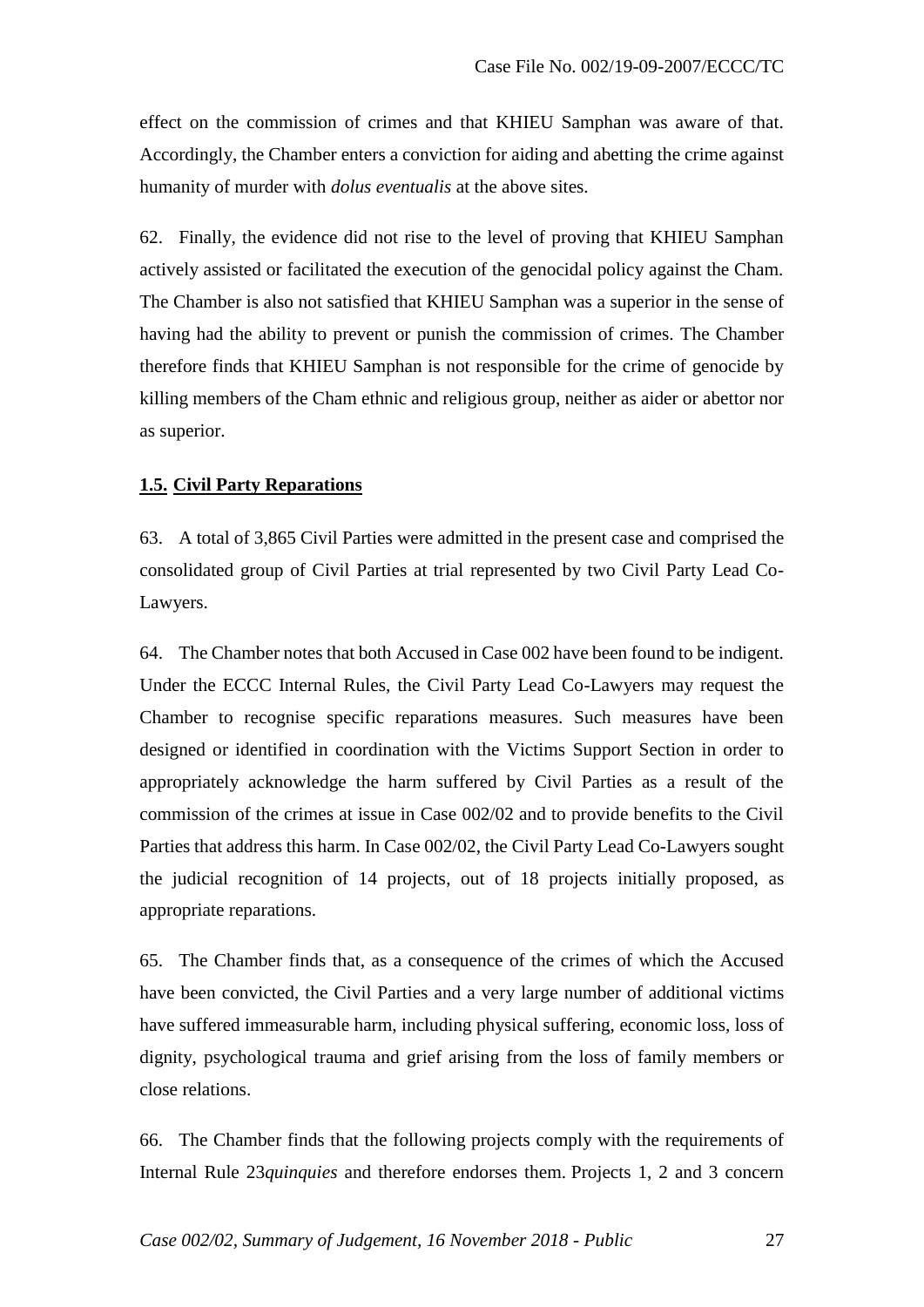effect on the commission of crimes and that KHIEU Samphan was aware of that. Accordingly, the Chamber enters a conviction for aiding and abetting the crime against humanity of murder with *dolus eventualis* at the above sites.

62. Finally, the evidence did not rise to the level of proving that KHIEU Samphan actively assisted or facilitated the execution of the genocidal policy against the Cham. The Chamber is also not satisfied that KHIEU Samphan was a superior in the sense of having had the ability to prevent or punish the commission of crimes. The Chamber therefore finds that KHIEU Samphan is not responsible for the crime of genocide by killing members of the Cham ethnic and religious group, neither as aider or abettor nor as superior.

### **1.5. Civil Party Reparations**

63. A total of 3,865 Civil Parties were admitted in the present case and comprised the consolidated group of Civil Parties at trial represented by two Civil Party Lead Co-Lawyers.

64. The Chamber notes that both Accused in Case 002 have been found to be indigent. Under the ECCC Internal Rules, the Civil Party Lead Co-Lawyers may request the Chamber to recognise specific reparations measures. Such measures have been designed or identified in coordination with the Victims Support Section in order to appropriately acknowledge the harm suffered by Civil Parties as a result of the commission of the crimes at issue in Case 002/02 and to provide benefits to the Civil Parties that address this harm. In Case 002/02, the Civil Party Lead Co-Lawyers sought the judicial recognition of 14 projects, out of 18 projects initially proposed, as appropriate reparations.

65. The Chamber finds that, as a consequence of the crimes of which the Accused have been convicted, the Civil Parties and a very large number of additional victims have suffered immeasurable harm, including physical suffering, economic loss, loss of dignity, psychological trauma and grief arising from the loss of family members or close relations.

66. The Chamber finds that the following projects comply with the requirements of Internal Rule 23*quinquies* and therefore endorses them. Projects 1, 2 and 3 concern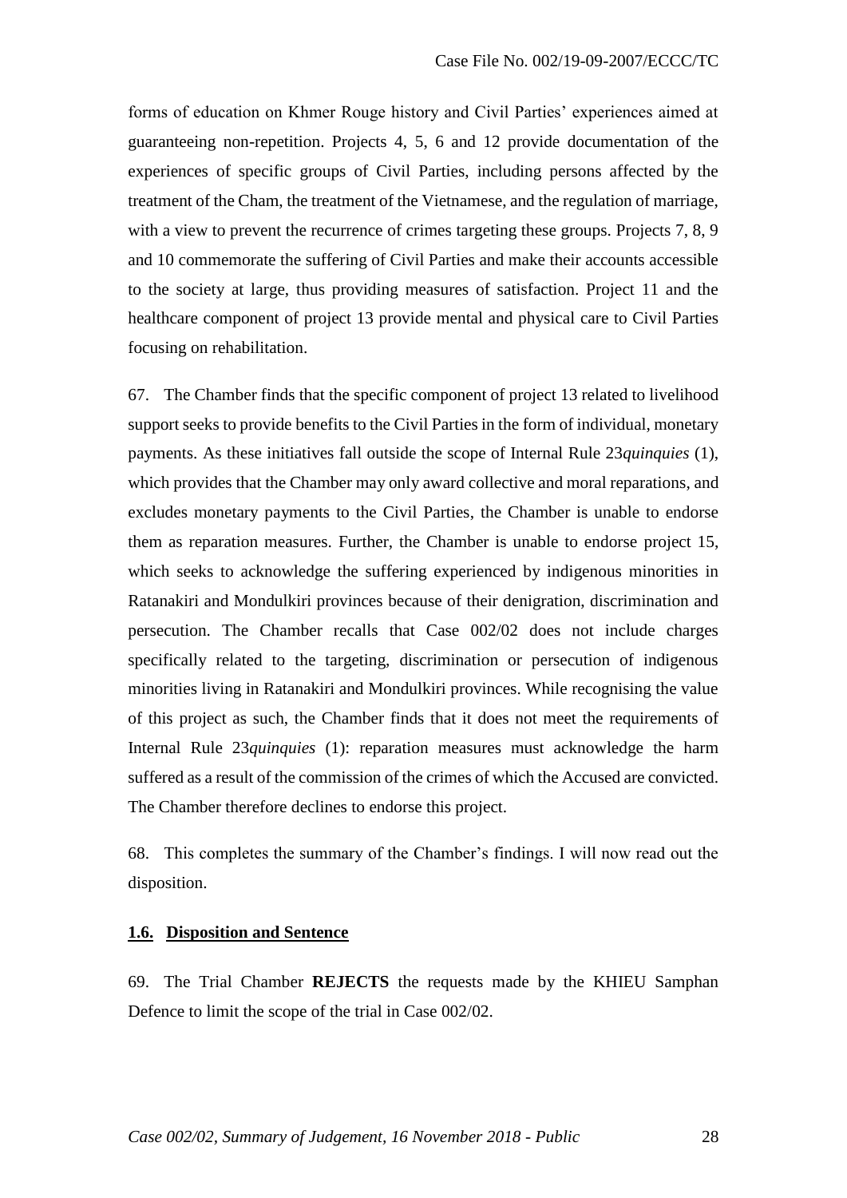forms of education on Khmer Rouge history and Civil Parties' experiences aimed at guaranteeing non-repetition. Projects 4, 5, 6 and 12 provide documentation of the experiences of specific groups of Civil Parties, including persons affected by the treatment of the Cham, the treatment of the Vietnamese, and the regulation of marriage, with a view to prevent the recurrence of crimes targeting these groups. Projects 7, 8, 9 and 10 commemorate the suffering of Civil Parties and make their accounts accessible to the society at large, thus providing measures of satisfaction. Project 11 and the healthcare component of project 13 provide mental and physical care to Civil Parties focusing on rehabilitation.

67. The Chamber finds that the specific component of project 13 related to livelihood support seeks to provide benefits to the Civil Parties in the form of individual, monetary payments. As these initiatives fall outside the scope of Internal Rule 23*quinquies* (1), which provides that the Chamber may only award collective and moral reparations, and excludes monetary payments to the Civil Parties, the Chamber is unable to endorse them as reparation measures. Further, the Chamber is unable to endorse project 15, which seeks to acknowledge the suffering experienced by indigenous minorities in Ratanakiri and Mondulkiri provinces because of their denigration, discrimination and persecution. The Chamber recalls that Case 002/02 does not include charges specifically related to the targeting, discrimination or persecution of indigenous minorities living in Ratanakiri and Mondulkiri provinces. While recognising the value of this project as such, the Chamber finds that it does not meet the requirements of Internal Rule 23*quinquies* (1): reparation measures must acknowledge the harm suffered as a result of the commission of the crimes of which the Accused are convicted. The Chamber therefore declines to endorse this project.

68. This completes the summary of the Chamber's findings. I will now read out the disposition.

### 1.6. Disposition and Sentence

69. The Trial Chamber **REJECTS** the requests made by the KHIEU Samphan Defence to limit the scope of the trial in Case 002/02.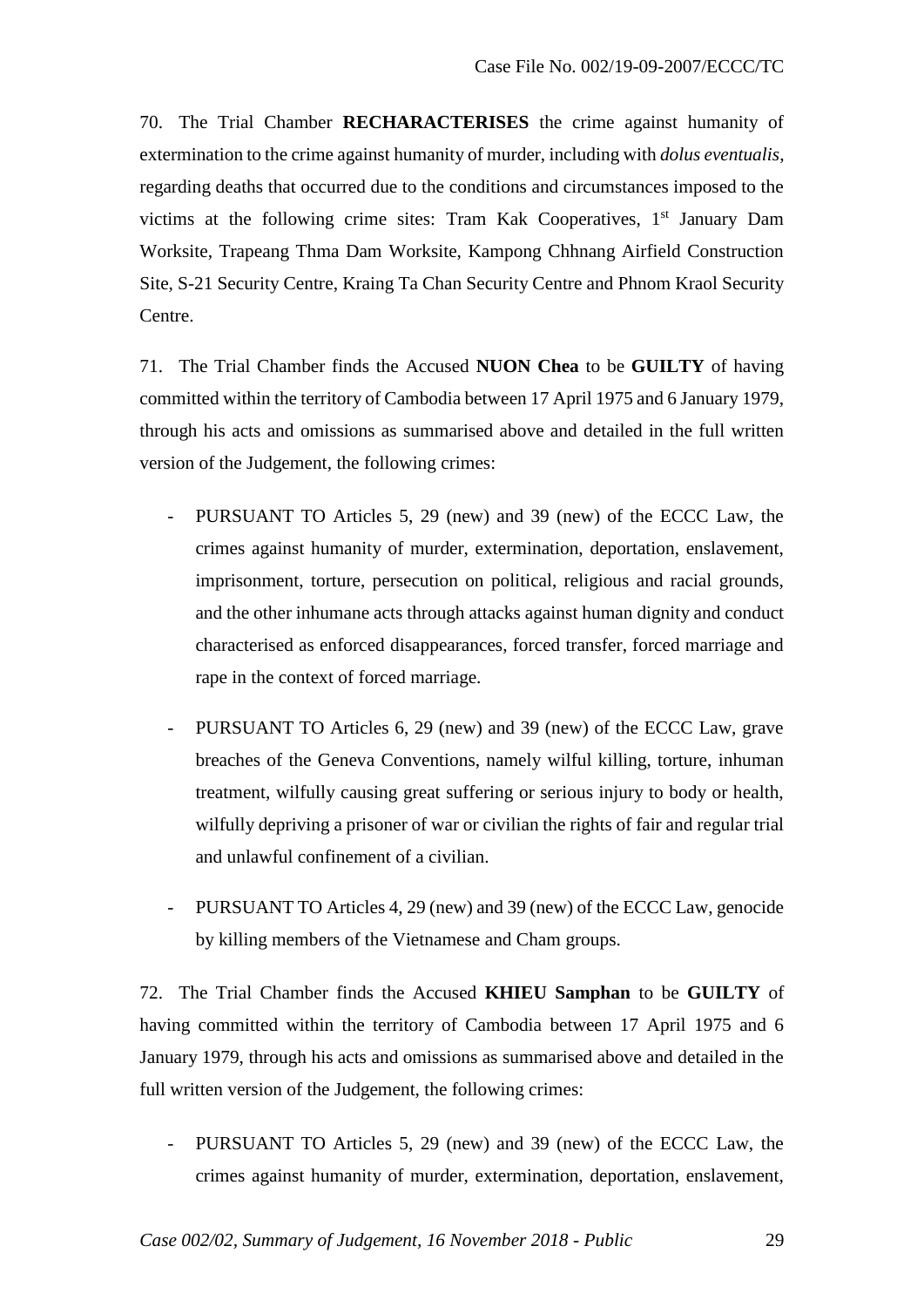70. The Trial Chamber **RECHARACTERISES** the crime against humanity of extermination to the crime against humanity of murder, including with *dolus eventualis*, regarding deaths that occurred due to the conditions and circumstances imposed to the victims at the following crime sites: Tram Kak Cooperatives, 1st January Dam Worksite, Trapeang Thma Dam Worksite, Kampong Chhnang Airfield Construction Site, S-21 Security Centre, Kraing Ta Chan Security Centre and Phnom Kraol Security Centre.

71. The Trial Chamber finds the Accused **NUON Chea** to be **GUILTY** of having committed within the territory of Cambodia between 17 April 1975 and 6 January 1979, through his acts and omissions as summarised above and detailed in the full written version of the Judgement, the following crimes:

- PURSUANT TO Articles 5, 29 (new) and 39 (new) of the ECCC Law, the crimes against humanity of murder, extermination, deportation, enslavement, imprisonment, torture, persecution on political, religious and racial grounds, and the other inhumane acts through attacks against human dignity and conduct characterised as enforced disappearances, forced transfer, forced marriage and rape in the context of forced marriage.

- PURSUANT TO Articles 6, 29 (new) and 39 (new) of the ECCC Law, grave breaches of the Geneva Conventions, namely wilful killing, torture, inhuman treatment, wilfully causing great suffering or serious injury to body or health, wilfully depriving a prisoner of war or civilian the rights of fair and regular trial and unlawful confinement of a civilian.

- PURSUANT TO Articles 4, 29 (new) and 39 (new) of the ECCC Law, genocide by killing members of the Vietnamese and Cham groups.

72. The Trial Chamber finds the Accused **KHIEU Samphan** to be **GUILTY** of having committed within the territory of Cambodia between 17 April 1975 and 6 January 1979, through his acts and omissions as summarised above and detailed in the full written version of the Judgement, the following crimes:

- PURSUANT TO Articles 5, 29 (new) and 39 (new) of the ECCC Law, the crimes against humanity of murder, extermination, deportation, enslavement,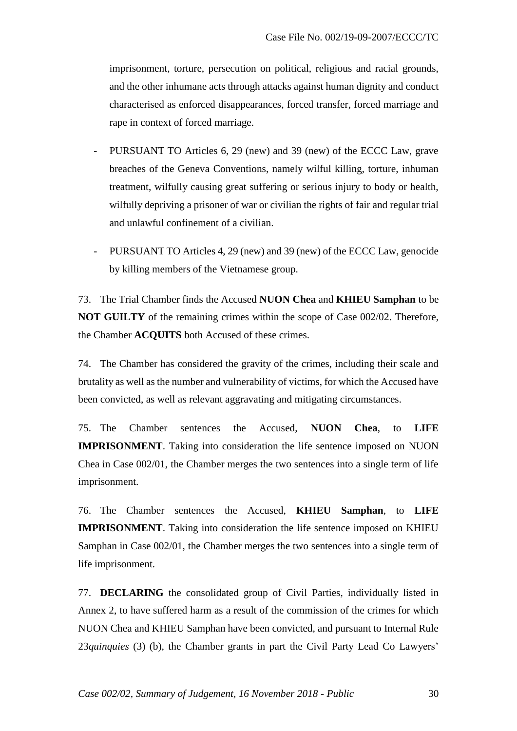imprisonment, torture, persecution on political, religious and racial grounds, and the other inhumane acts through attacks against human dignity and conduct characterised as enforced disappearances, forced transfer, forced marriage and rape in context of forced marriage.

- PURSUANT TO Articles 6, 29 (new) and 39 (new) of the ECCC Law, grave breaches of the Geneva Conventions, namely wilful killing, torture, inhuman treatment, wilfully causing great suffering or serious injury to body or health, wilfully depriving a prisoner of war or civilian the rights of fair and regular trial and unlawful confinement of a civilian.

- PURSUANT TO Articles 4, 29 (new) and 39 (new) of the ECCC Law, genocide by killing members of the Vietnamese group.

73. The Trial Chamber finds the Accused **NUON Chea** and **KHIEU Samphan** to be **NOT GUILTY** of the remaining crimes within the scope of Case 002/02. Therefore, the Chamber **ACQUITS** both Accused of these crimes.

74. The Chamber has considered the gravity of the crimes, including their scale and brutality as well as the number and vulnerability of victims, for which the Accused have been convicted, as well as relevant aggravating and mitigating circumstances.

75. The Chamber sentences the Accused, **NUON Chea**, to **LIFE IMPRISONMENT**. Taking into consideration the life sentence imposed on NUON Chea in Case 002/01, the Chamber merges the two sentences into a single term of life imprisonment.

76. The Chamber sentences the Accused, **KHIEU Samphan**, to **LIFE IMPRISONMENT**. Taking into consideration the life sentence imposed on KHIEU Samphan in Case 002/01, the Chamber merges the two sentences into a single term of life imprisonment.

77. **DECLARING** the consolidated group of Civil Parties, individually listed in Annex 2, to have suffered harm as a result of the commission of the crimes for which NUON Chea and KHIEU Samphan have been convicted, and pursuant to Internal Rule 23*quinquies* (3) (b), the Chamber grants in part the Civil Party Lead Co Lawyers'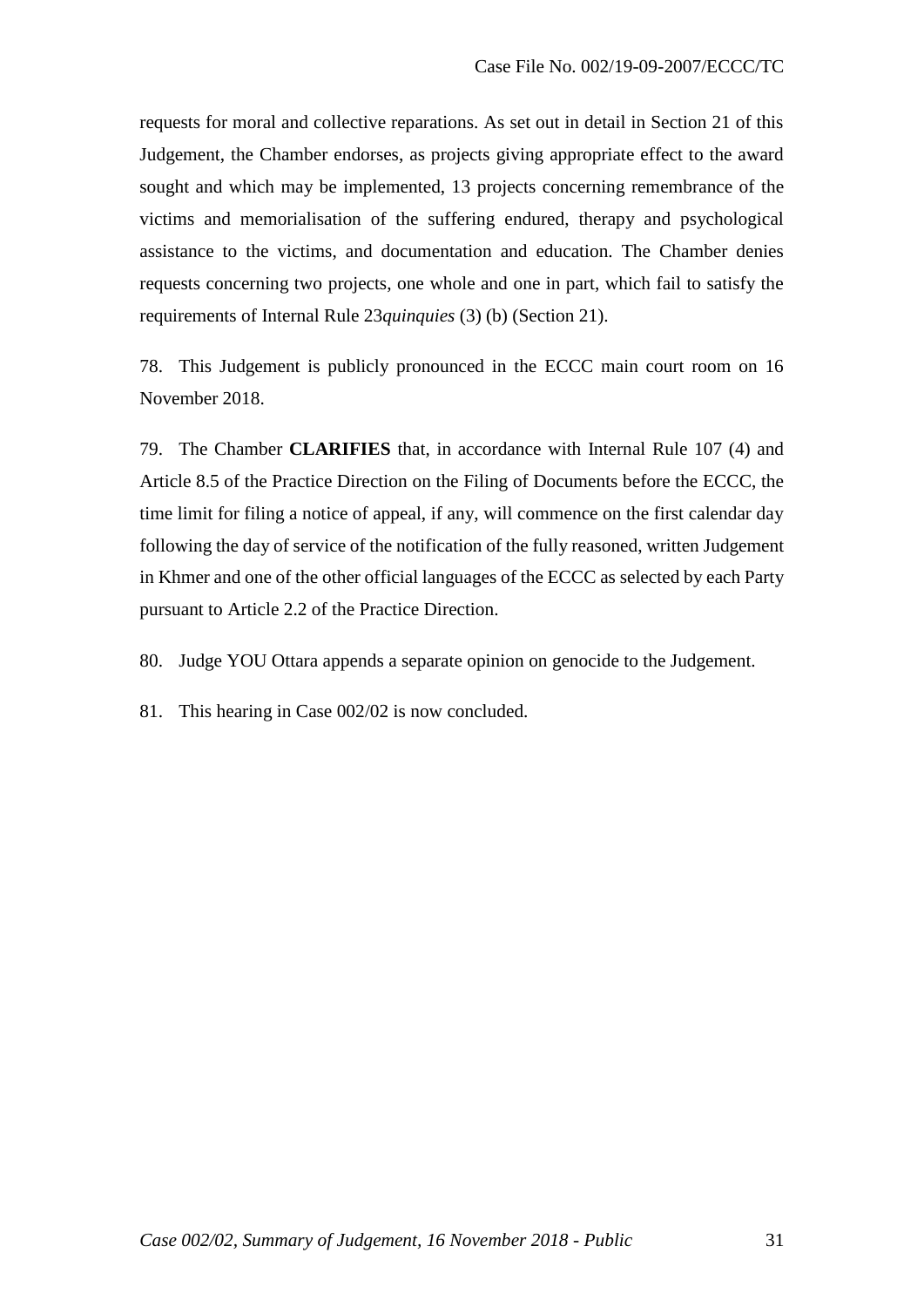requests for moral and collective reparations. As set out in detail in Section 21 of this Judgement, the Chamber endorses, as projects giving appropriate effect to the award sought and which may be implemented, 13 projects concerning remembrance of the victims and memorialisation of the suffering endured, therapy and psychological assistance to the victims, and documentation and education. The Chamber denies requests concerning two projects, one whole and one in part, which fail to satisfy the requirements of Internal Rule 23*quinquies* (3) (b) (Section 21).

78. This Judgement is publicly pronounced in the ECCC main court room on 16 November 2018.

79. The Chamber **CLARIFIES** that, in accordance with Internal Rule 107 (4) and Article 8.5 of the Practice Direction on the Filing of Documents before the ECCC, the time limit for filing a notice of appeal, if any, will commence on the first calendar day following the day of service of the notification of the fully reasoned, written Judgement in Khmer and one of the other official languages of the ECCC as selected by each Party pursuant to Article 2.2 of the Practice Direction.

80. Judge YOU Ottara appends a separate opinion on genocide to the Judgement.

81. This hearing in Case 002/02 is now concluded.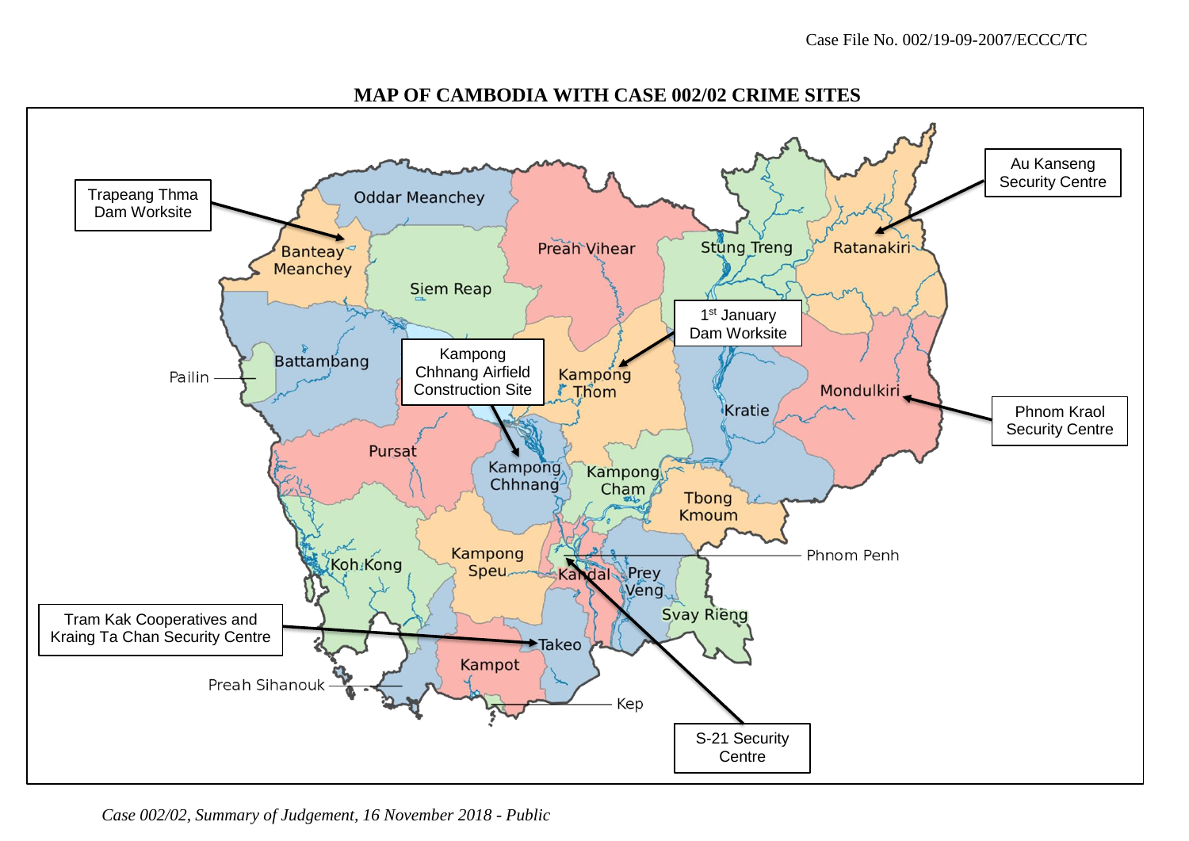# MAP OF CAMBODIA WITH CASE 002/02 CRIME SITES

Trapeang Thma Dam Worksite

Au Kanseng Security Centre

Oddar Meanchey

Banteay Meanchey

Preah Vihear

Stung Treng

Ratanakiri

Siem Reap

1st January Dam Worksite

Kampong Chhnang Airfield Construction Site

Pailin

Battambang

Kampong Thom

Kratie

Mondulkiri

Phnom Kraol Security Centre

Pursat

Kampong Chhnang

Kampong Cham

Tbong Kmoum

Phnom Penh

Koh Kong

Kampong Speu

Kandal

Prey Veng

Svay Rieng

Tram Kak Cooperatives and Kraing Ta Chan Security Centre

Takeo

Kampot

Preah Sihanouk

Kep

S-21 Security Centre